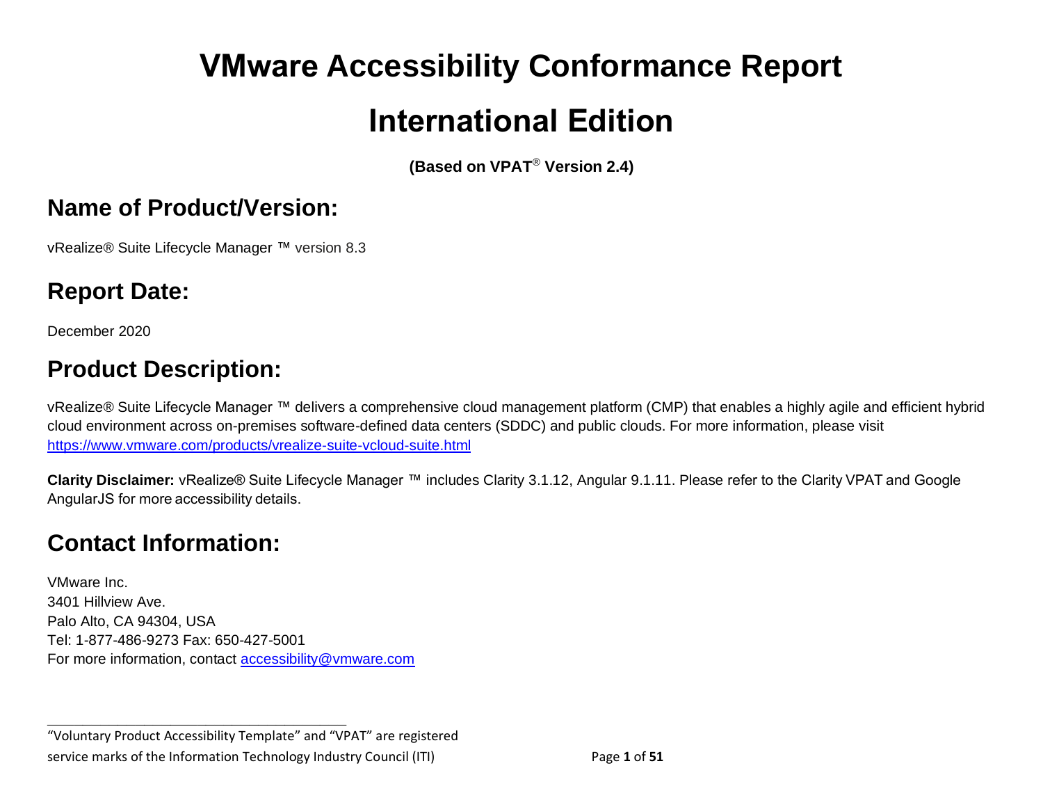# VMware Accessibility Conformance Report

# International Edition

**(Based on VPAT® Version 2.4)**

## Name of Product/Version:

vRealize® Suite Lifecycle Manager ™ version 8.3

## Report Date:

December 2020

## Product Description:

vRealize® Suite Lifecycle Manager ™ delivers a comprehensive cloud management platform (CMP) that enables a highly agile and efficient hybrid cloud environment across on-premises software-defined data centers (SDDC) and public clouds. For more information, please visit https://www.vmware.com/products/vrealize-suite-vcloud-suite.html

**Clarity Disclaimer:** vRealize® Suite Lifecycle Manager ™ includes Clarity 3.1.12, Angular 9.1.11. Please refer to the Clarity VPAT and Google AngularJS for more accessibility details.

## Contact Information:

VMware Inc.
3401 Hillview Ave.
Palo Alto, CA 94304, USA
Tel: 1-877-486-9273 Fax: 650-427-5001
For more information, contact accessibility@vmware.com

---

"Voluntary Product Accessibility Template" and "VPAT" are registered service marks of the Information Technology Industry Council (ITI)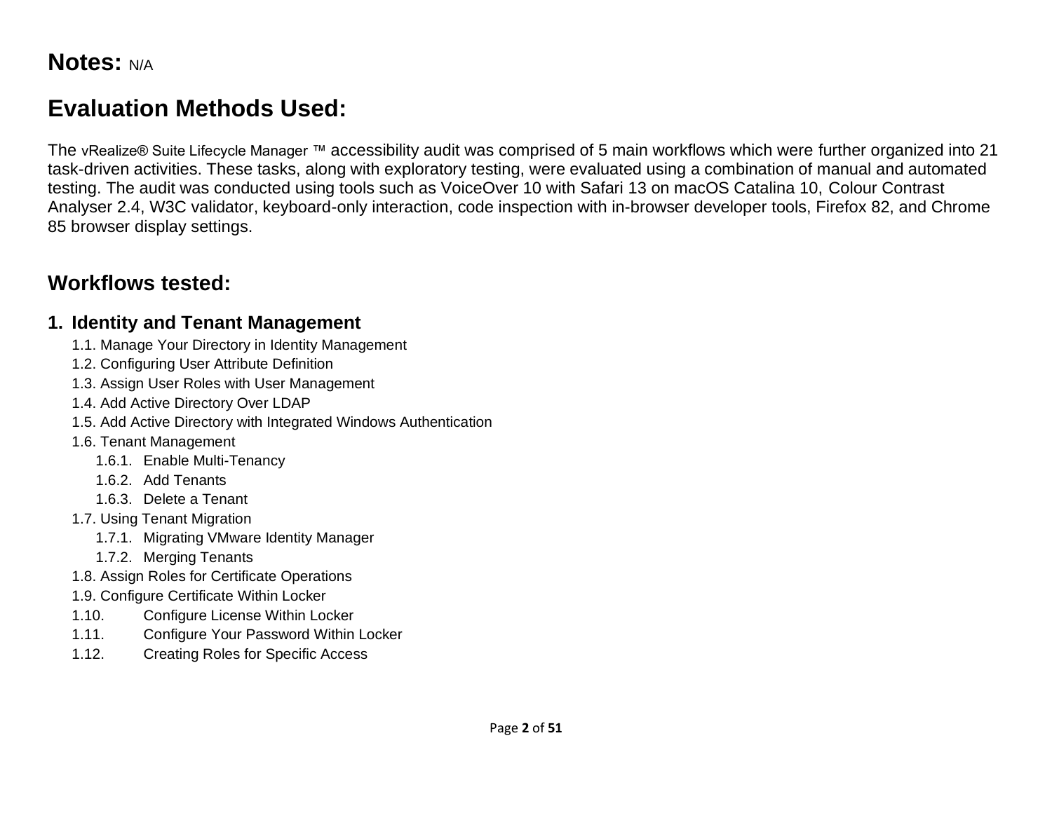**Notes:** N/A

## Evaluation Methods Used:

The vRealize® Suite Lifecycle Manager ™ accessibility audit was comprised of 5 main workflows which were further organized into 21 task-driven activities. These tasks, along with exploratory testing, were evaluated using a combination of manual and automated testing. The audit was conducted using tools such as VoiceOver 10 with Safari 13 on macOS Catalina 10, Colour Contrast Analyser 2.4, W3C validator, keyboard-only interaction, code inspection with in-browser developer tools, Firefox 82, and Chrome 85 browser display settings.

## Workflows tested:

### 1. Identity and Tenant Management

- 1.1. Manage Your Directory in Identity Management
- 1.2. Configuring User Attribute Definition
- 1.3. Assign User Roles with User Management
- 1.4. Add Active Directory Over LDAP
- 1.5. Add Active Directory with Integrated Windows Authentication
- 1.6. Tenant Management
  - 1.6.1. Enable Multi-Tenancy
  - 1.6.2. Add Tenants
  - 1.6.3. Delete a Tenant
- 1.7. Using Tenant Migration
  - 1.7.1. Migrating VMware Identity Manager
  - 1.7.2. Merging Tenants
- 1.8. Assign Roles for Certificate Operations
- 1.9. Configure Certificate Within Locker
- 1.10. Configure License Within Locker
- 1.11. Configure Your Password Within Locker
- 1.12. Creating Roles for Specific Access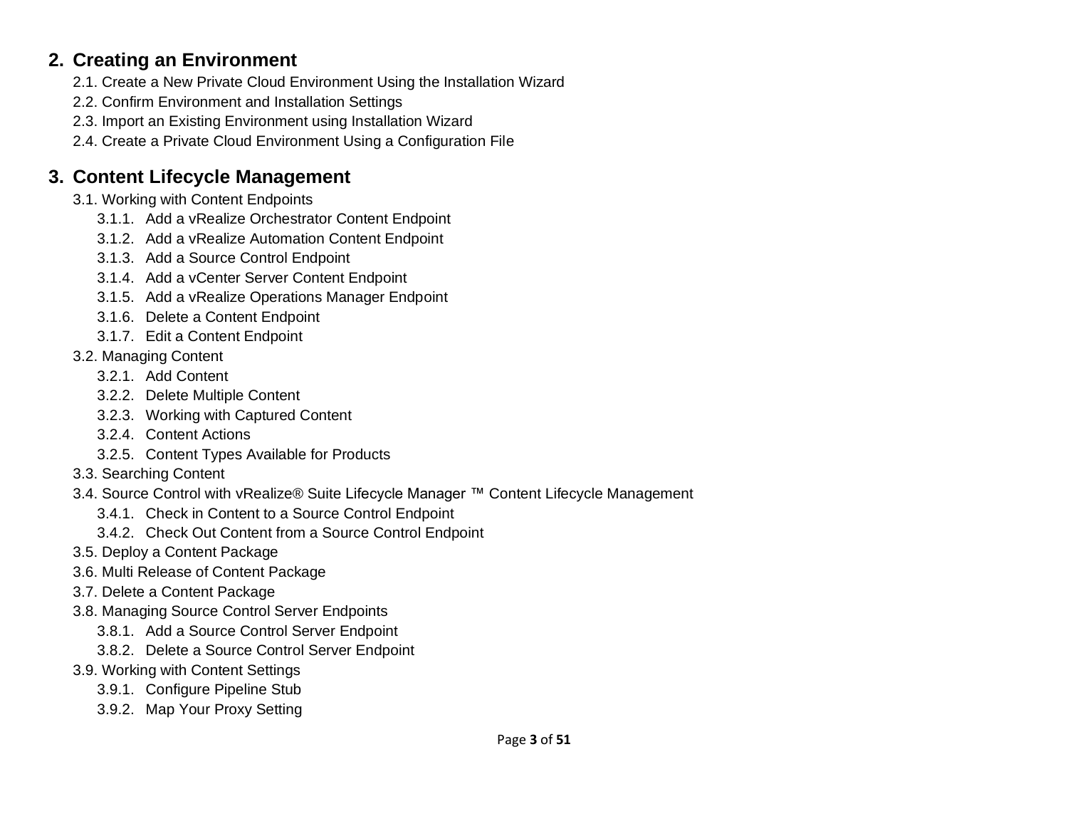## 2. Creating an Environment

2.1. Create a New Private Cloud Environment Using the Installation Wizard

2.2. Confirm Environment and Installation Settings

2.3. Import an Existing Environment using Installation Wizard

2.4. Create a Private Cloud Environment Using a Configuration File

## 3. Content Lifecycle Management

3.1. Working with Content Endpoints

- 3.1.1. Add a vRealize Orchestrator Content Endpoint
- 3.1.2. Add a vRealize Automation Content Endpoint
- 3.1.3. Add a Source Control Endpoint
- 3.1.4. Add a vCenter Server Content Endpoint
- 3.1.5. Add a vRealize Operations Manager Endpoint
- 3.1.6. Delete a Content Endpoint
- 3.1.7. Edit a Content Endpoint

3.2. Managing Content

- 3.2.1. Add Content
- 3.2.2. Delete Multiple Content
- 3.2.3. Working with Captured Content
- 3.2.4. Content Actions
- 3.2.5. Content Types Available for Products

3.3. Searching Content

3.4. Source Control with vRealize® Suite Lifecycle Manager ™ Content Lifecycle Management

- 3.4.1. Check in Content to a Source Control Endpoint
- 3.4.2. Check Out Content from a Source Control Endpoint

3.5. Deploy a Content Package

3.6. Multi Release of Content Package

3.7. Delete a Content Package

3.8. Managing Source Control Server Endpoints

- 3.8.1. Add a Source Control Server Endpoint
- 3.8.2. Delete a Source Control Server Endpoint

3.9. Working with Content Settings

- 3.9.1. Configure Pipeline Stub
- 3.9.2. Map Your Proxy Setting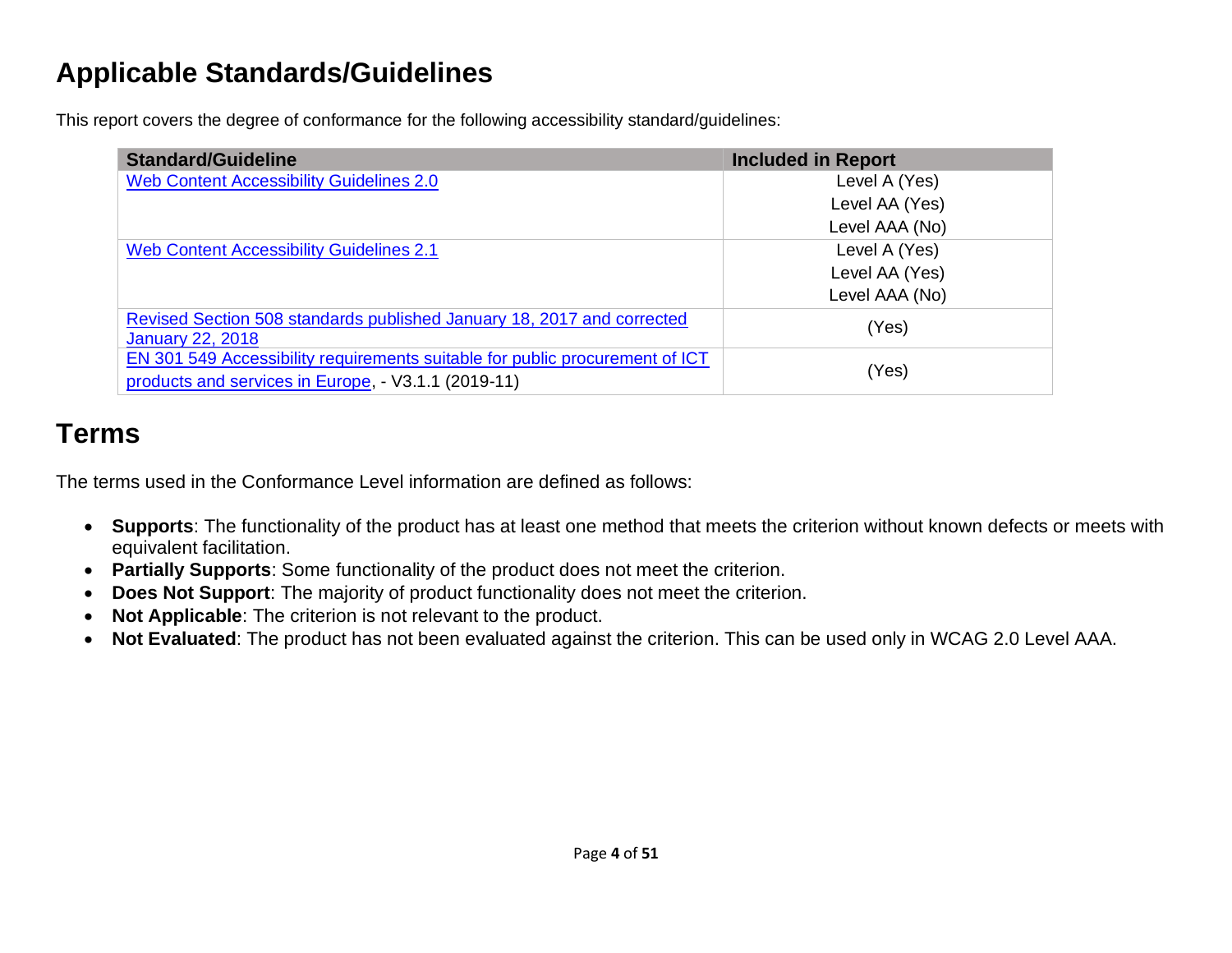## Applicable Standards/Guidelines

This report covers the degree of conformance for the following accessibility standard/guidelines:

| Standard/Guideline | Included in Report |
|---|---|
| Web Content Accessibility Guidelines 2.0 | Level A (Yes)<br>Level AA (Yes)<br>Level AAA (No) |
| Web Content Accessibility Guidelines 2.1 | Level A (Yes)<br>Level AA (Yes)<br>Level AAA (No) |
| Revised Section 508 standards published January 18, 2017 and corrected January 22, 2018 | (Yes) |
| EN 301 549 Accessibility requirements suitable for public procurement of ICT products and services in Europe, - V3.1.1 (2019-11) | (Yes) |

## Terms

The terms used in the Conformance Level information are defined as follows:

- **Supports**: The functionality of the product has at least one method that meets the criterion without known defects or meets with equivalent facilitation.
- **Partially Supports**: Some functionality of the product does not meet the criterion.
- **Does Not Support**: The majority of product functionality does not meet the criterion.
- **Not Applicable**: The criterion is not relevant to the product.
- **Not Evaluated**: The product has not been evaluated against the criterion. This can be used only in WCAG 2.0 Level AAA.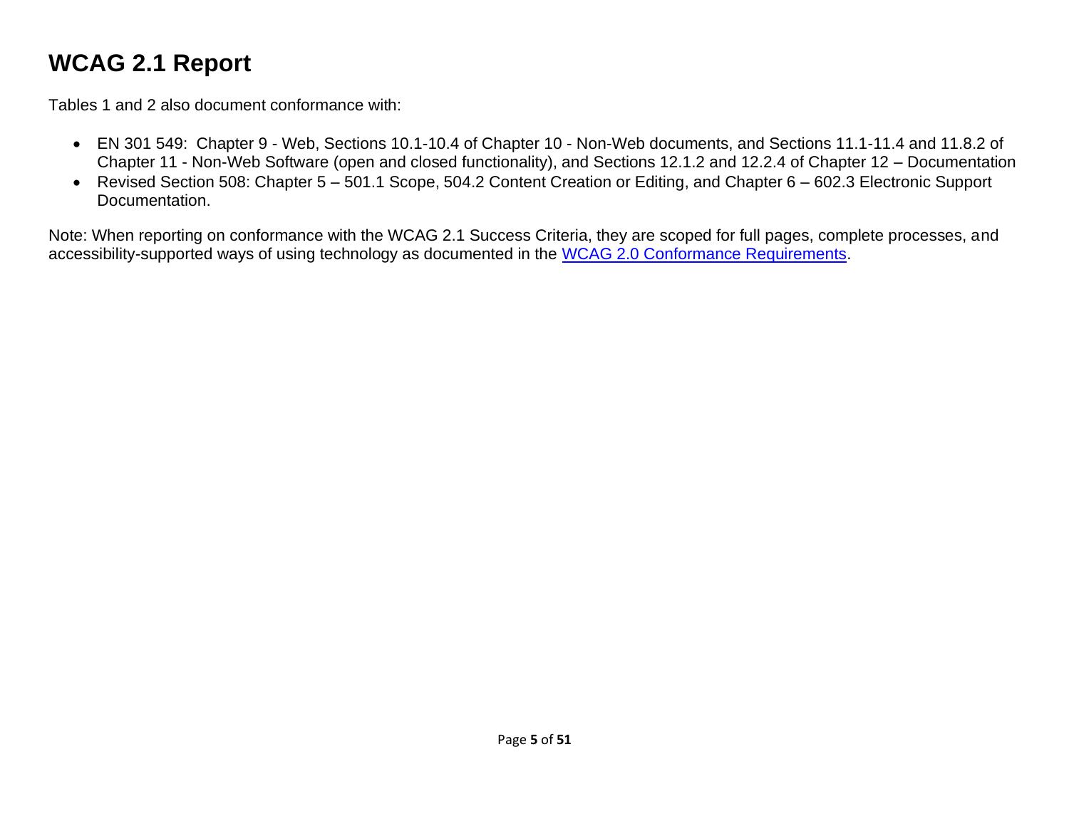# WCAG 2.1 Report

Tables 1 and 2 also document conformance with:

- EN 301 549: Chapter 9 - Web, Sections 10.1-10.4 of Chapter 10 - Non-Web documents, and Sections 11.1-11.4 and 11.8.2 of Chapter 11 - Non-Web Software (open and closed functionality), and Sections 12.1.2 and 12.2.4 of Chapter 12 – Documentation
- Revised Section 508: Chapter 5 – 501.1 Scope, 504.2 Content Creation or Editing, and Chapter 6 – 602.3 Electronic Support Documentation.

Note: When reporting on conformance with the WCAG 2.1 Success Criteria, they are scoped for full pages, complete processes, and accessibility-supported ways of using technology as documented in the [WCAG 2.0 Conformance Requirements](WCAG 2.0 Conformance Requirements).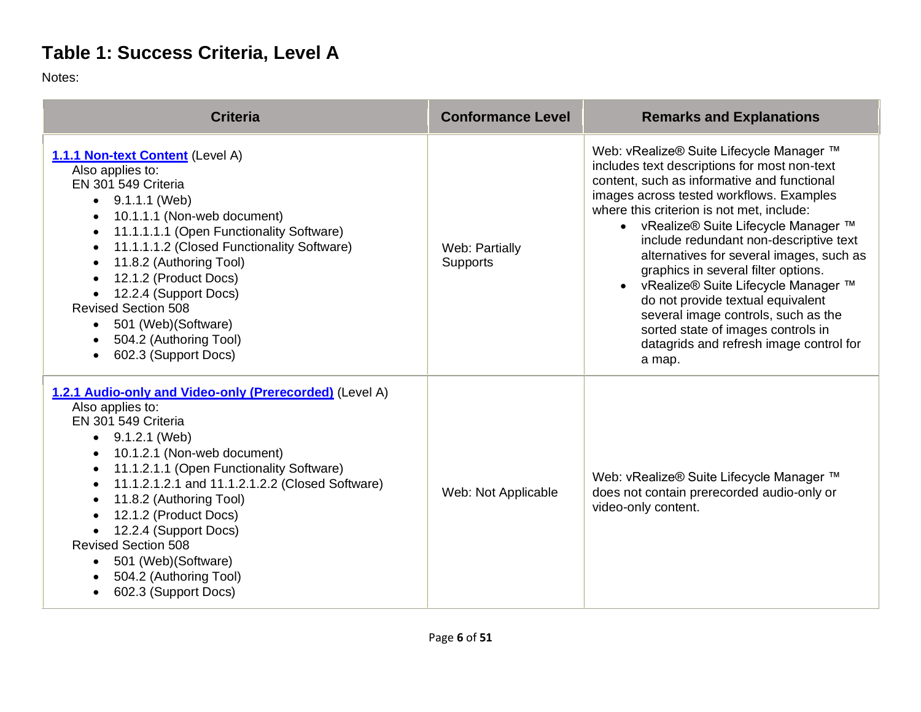## Table 1: Success Criteria, Level A

Notes:

| Criteria | Conformance Level | Remarks and Explanations |
|---|---|---|
| **[1.1.1 Non-text Content](#)** (Level A)<br>Also applies to:<br>EN 301 549 Criteria<br>• 9.1.1.1 (Web)<br>• 10.1.1.1 (Non-web document)<br>• 11.1.1.1.1 (Open Functionality Software)<br>• 11.1.1.1.2 (Closed Functionality Software)<br>• 11.8.2 (Authoring Tool)<br>• 12.1.2 (Product Docs)<br>• 12.2.4 (Support Docs)<br>Revised Section 508<br>• 501 (Web)(Software)<br>• 504.2 (Authoring Tool)<br>• 602.3 (Support Docs) | Web: Partially Supports | Web: vRealize® Suite Lifecycle Manager ™ includes text descriptions for most non-text content, such as informative and functional images across tested workflows. Examples where this criterion is not met, include:<br>• vRealize® Suite Lifecycle Manager ™ include redundant non-descriptive text alternatives for several images, such as graphics in several filter options.<br>• vRealize® Suite Lifecycle Manager ™ do not provide textual equivalent several image controls, such as the sorted state of images controls in datagrids and refresh image control for a map. |
| **[1.2.1 Audio-only and Video-only (Prerecorded)](#)** (Level A)<br>Also applies to:<br>EN 301 549 Criteria<br>• 9.1.2.1 (Web)<br>• 10.1.2.1 (Non-web document)<br>• 11.1.2.1.1 (Open Functionality Software)<br>• 11.1.2.1.2.1 and 11.1.2.1.2.2 (Closed Software)<br>• 11.8.2 (Authoring Tool)<br>• 12.1.2 (Product Docs)<br>• 12.2.4 (Support Docs)<br>Revised Section 508<br>• 501 (Web)(Software)<br>• 504.2 (Authoring Tool)<br>• 602.3 (Support Docs) | Web: Not Applicable | Web: vRealize® Suite Lifecycle Manager ™ does not contain prerecorded audio-only or video-only content. |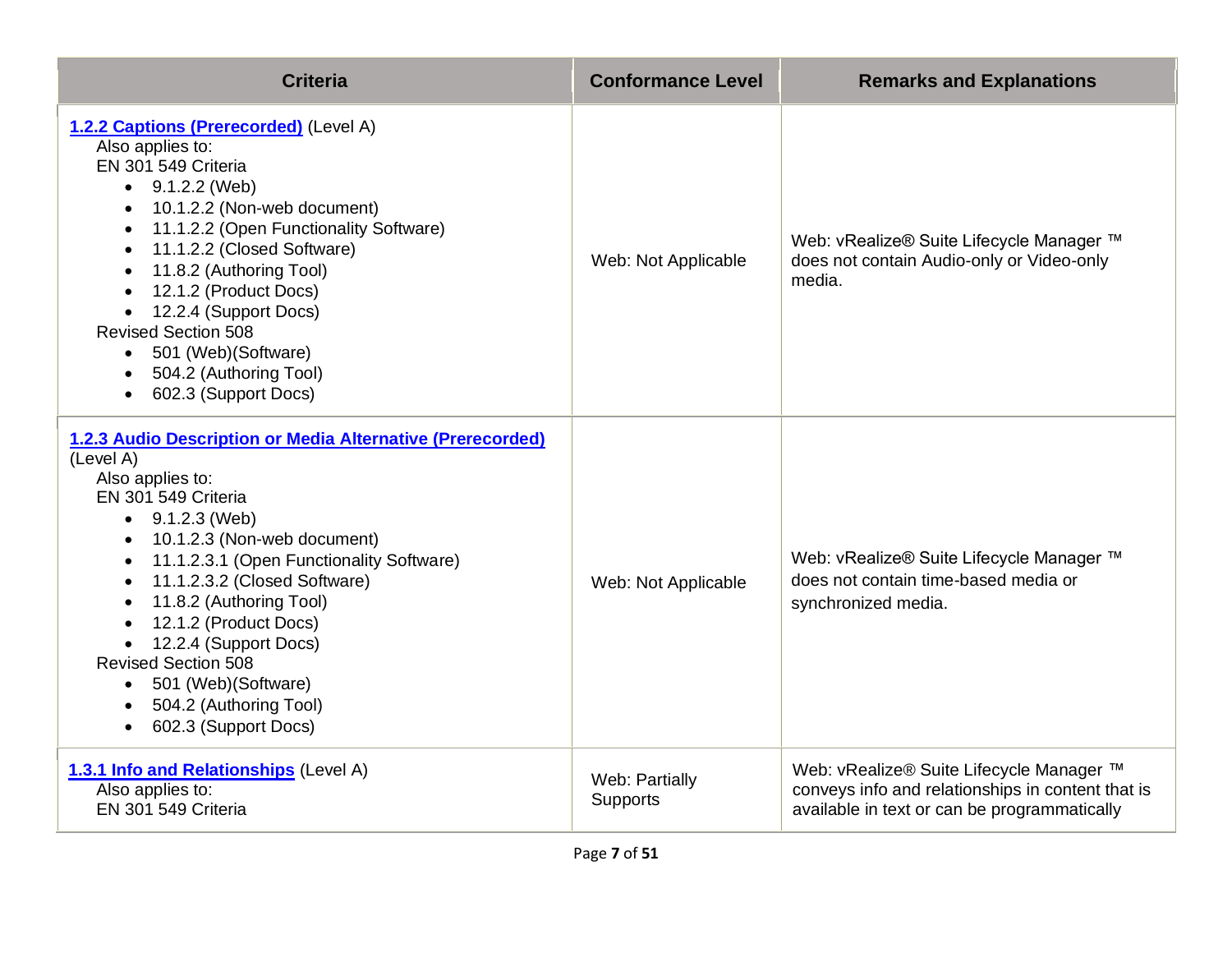| Criteria | Conformance Level | Remarks and Explanations |
|---|---|---|
| **1.2.2 Captions (Prerecorded)** (Level A)<br>Also applies to:<br>EN 301 549 Criteria<br>• 9.1.2.2 (Web)<br>• 10.1.2.2 (Non-web document)<br>• 11.1.2.2 (Open Functionality Software)<br>• 11.1.2.2 (Closed Software)<br>• 11.8.2 (Authoring Tool)<br>• 12.1.2 (Product Docs)<br>• 12.2.4 (Support Docs)<br>Revised Section 508<br>• 501 (Web)(Software)<br>• 504.2 (Authoring Tool)<br>• 602.3 (Support Docs) | Web: Not Applicable | Web: vRealize® Suite Lifecycle Manager ™ does not contain Audio-only or Video-only media. |
| **1.2.3 Audio Description or Media Alternative (Prerecorded)** (Level A)<br>Also applies to:<br>EN 301 549 Criteria<br>• 9.1.2.3 (Web)<br>• 10.1.2.3 (Non-web document)<br>• 11.1.2.3.1 (Open Functionality Software)<br>• 11.1.2.3.2 (Closed Software)<br>• 11.8.2 (Authoring Tool)<br>• 12.1.2 (Product Docs)<br>• 12.2.4 (Support Docs)<br>Revised Section 508<br>• 501 (Web)(Software)<br>• 504.2 (Authoring Tool)<br>• 602.3 (Support Docs) | Web: Not Applicable | Web: vRealize® Suite Lifecycle Manager ™ does not contain time-based media or synchronized media. |
| **1.3.1 Info and Relationships** (Level A)<br>Also applies to:<br>EN 301 549 Criteria | Web: Partially Supports | Web: vRealize® Suite Lifecycle Manager ™ conveys info and relationships in content that is available in text or can be programmatically |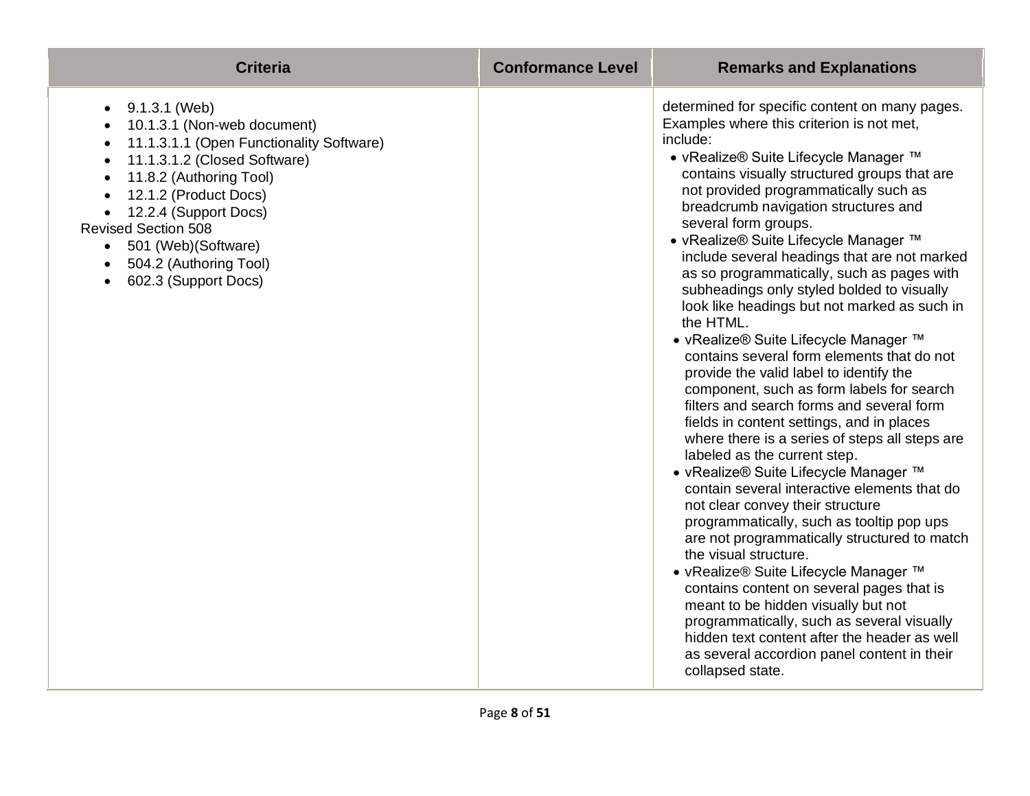| Criteria | Conformance Level | Remarks and Explanations |
|---|---|---|
| • 9.1.3.1 (Web)<br>• 10.1.3.1 (Non-web document)<br>• 11.1.3.1.1 (Open Functionality Software)<br>• 11.1.3.1.2 (Closed Software)<br>• 11.8.2 (Authoring Tool)<br>• 12.1.2 (Product Docs)<br>• 12.2.4 (Support Docs)<br>Revised Section 508<br>• 501 (Web)(Software)<br>• 504.2 (Authoring Tool)<br>• 602.3 (Support Docs) | | determined for specific content on many pages. Examples where this criterion is not met, include:<br>• vRealize® Suite Lifecycle Manager ™ contains visually structured groups that are not provided programmatically such as breadcrumb navigation structures and several form groups.<br>• vRealize® Suite Lifecycle Manager ™ include several headings that are not marked as so programmatically, such as pages with subheadings only styled bolded to visually look like headings but not marked as such in the HTML.<br>• vRealize® Suite Lifecycle Manager ™ contains several form elements that do not provide the valid label to identify the component, such as form labels for search filters and search forms and several form fields in content settings, and in places where there is a series of steps all steps are labeled as the current step.<br>• vRealize® Suite Lifecycle Manager ™ contain several interactive elements that do not clear convey their structure programmatically, such as tooltip pop ups are not programmatically structured to match the visual structure.<br>• vRealize® Suite Lifecycle Manager ™ contains content on several pages that is meant to be hidden visually but not programmatically, such as several visually hidden text content after the header as well as several accordion panel content in their collapsed state. |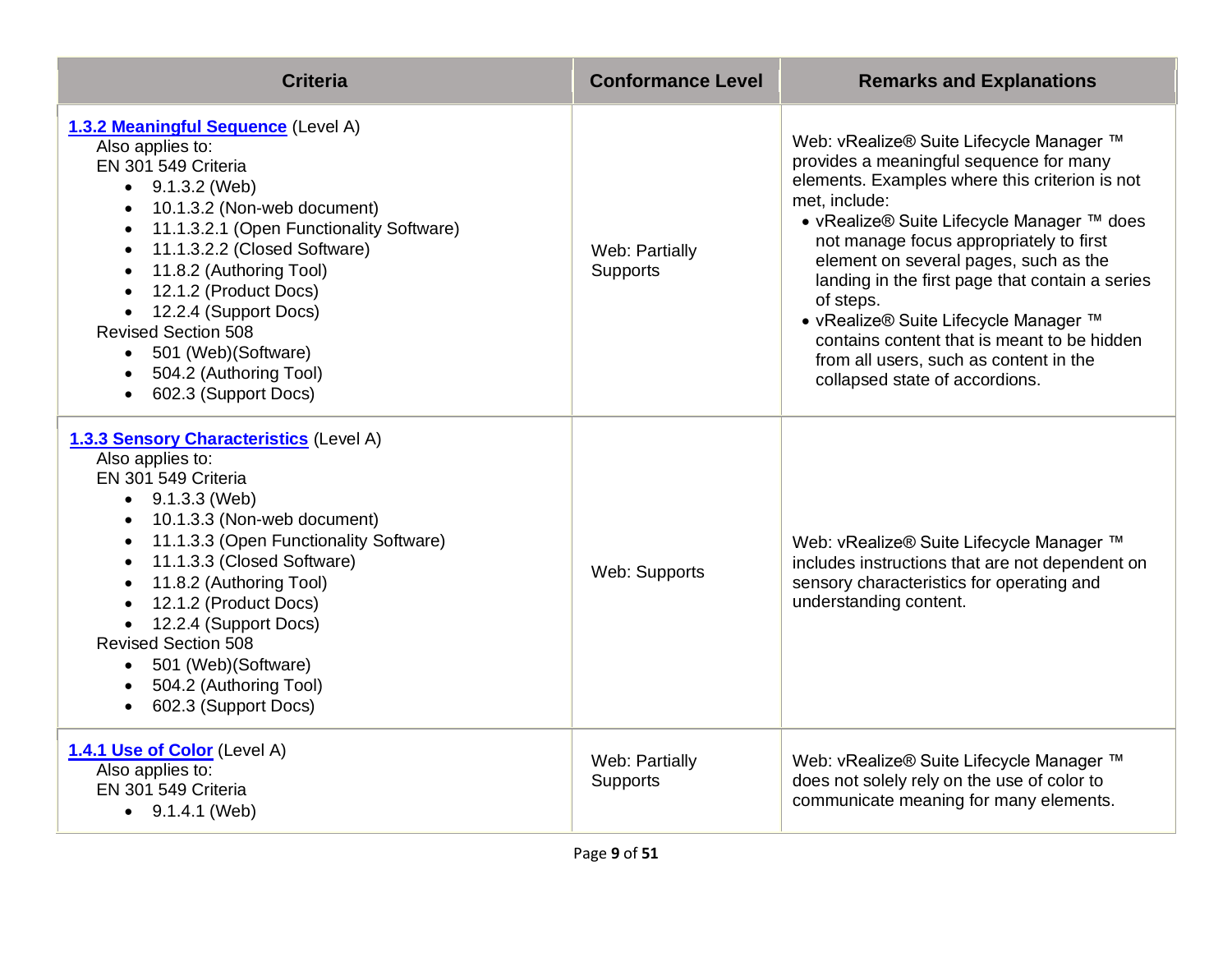| Criteria | Conformance Level | Remarks and Explanations |
|---|---|---|
| **1.3.2 Meaningful Sequence** (Level A)<br>Also applies to:<br>EN 301 549 Criteria<br>• 9.1.3.2 (Web)<br>• 10.1.3.2 (Non-web document)<br>• 11.1.3.2.1 (Open Functionality Software)<br>• 11.1.3.2.2 (Closed Software)<br>• 11.8.2 (Authoring Tool)<br>• 12.1.2 (Product Docs)<br>• 12.2.4 (Support Docs)<br>Revised Section 508<br>• 501 (Web)(Software)<br>• 504.2 (Authoring Tool)<br>• 602.3 (Support Docs) | Web: Partially Supports | Web: vRealize® Suite Lifecycle Manager ™ provides a meaningful sequence for many elements. Examples where this criterion is not met, include:<br>• vRealize® Suite Lifecycle Manager ™ does not manage focus appropriately to first element on several pages, such as the landing in the first page that contain a series of steps.<br>• vRealize® Suite Lifecycle Manager ™ contains content that is meant to be hidden from all users, such as content in the collapsed state of accordions. |
| **1.3.3 Sensory Characteristics** (Level A)<br>Also applies to:<br>EN 301 549 Criteria<br>• 9.1.3.3 (Web)<br>• 10.1.3.3 (Non-web document)<br>• 11.1.3.3 (Open Functionality Software)<br>• 11.1.3.3 (Closed Software)<br>• 11.8.2 (Authoring Tool)<br>• 12.1.2 (Product Docs)<br>• 12.2.4 (Support Docs)<br>Revised Section 508<br>• 501 (Web)(Software)<br>• 504.2 (Authoring Tool)<br>• 602.3 (Support Docs) | Web: Supports | Web: vRealize® Suite Lifecycle Manager ™ includes instructions that are not dependent on sensory characteristics for operating and understanding content. |
| **1.4.1 Use of Color** (Level A)<br>Also applies to:<br>EN 301 549 Criteria<br>• 9.1.4.1 (Web) | Web: Partially Supports | Web: vRealize® Suite Lifecycle Manager ™ does not solely rely on the use of color to communicate meaning for many elements. |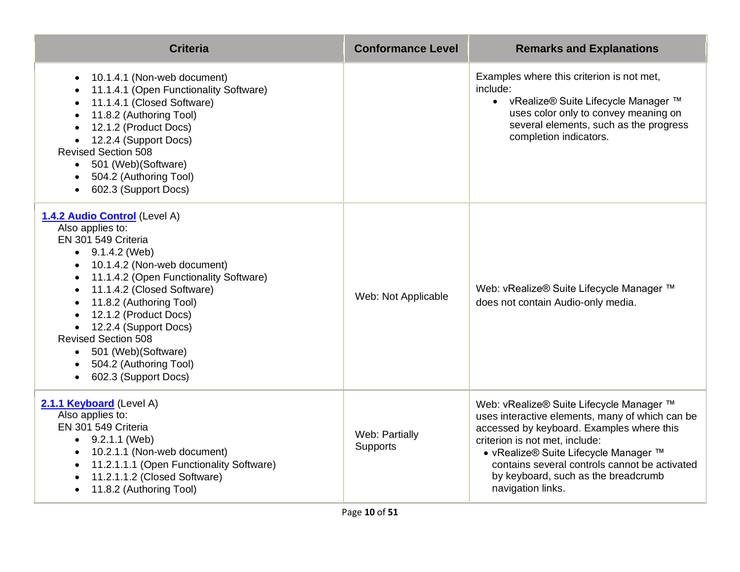| Criteria | Conformance Level | Remarks and Explanations |
| --- | --- | --- |
| <ul><li>10.1.4.1 (Non-web document)</li><li>11.1.4.1 (Open Functionality Software)</li><li>11.1.4.1 (Closed Software)</li><li>11.8.2 (Authoring Tool)</li><li>12.1.2 (Product Docs)</li><li>12.2.4 (Support Docs)</li></ul>Revised Section 508<ul><li>501 (Web)(Software)</li><li>504.2 (Authoring Tool)</li><li>602.3 (Support Docs)</li></ul> | | Examples where this criterion is not met, include:<ul><li>vRealize® Suite Lifecycle Manager ™ uses color only to convey meaning on several elements, such as the progress completion indicators.</li></ul> |
| **1.4.2 Audio Control** (Level A)<br>Also applies to:<br>EN 301 549 Criteria<ul><li>9.1.4.2 (Web)</li><li>10.1.4.2 (Non-web document)</li><li>11.1.4.2 (Open Functionality Software)</li><li>11.1.4.2 (Closed Software)</li><li>11.8.2 (Authoring Tool)</li><li>12.1.2 (Product Docs)</li><li>12.2.4 (Support Docs)</li></ul>Revised Section 508<ul><li>501 (Web)(Software)</li><li>504.2 (Authoring Tool)</li><li>602.3 (Support Docs)</li></ul> | Web: Not Applicable | Web: vRealize® Suite Lifecycle Manager ™ does not contain Audio-only media. |
| **2.1.1 Keyboard** (Level A)<br>Also applies to:<br>EN 301 549 Criteria<ul><li>9.2.1.1 (Web)</li><li>10.2.1.1 (Non-web document)</li><li>11.2.1.1.1 (Open Functionality Software)</li><li>11.2.1.1.2 (Closed Software)</li><li>11.8.2 (Authoring Tool)</li></ul> | Web: Partially Supports | Web: vRealize® Suite Lifecycle Manager ™ uses interactive elements, many of which can be accessed by keyboard. Examples where this criterion is not met, include:<ul><li>vRealize® Suite Lifecycle Manager ™ contains several controls cannot be activated by keyboard, such as the breadcrumb navigation links.</li></ul> |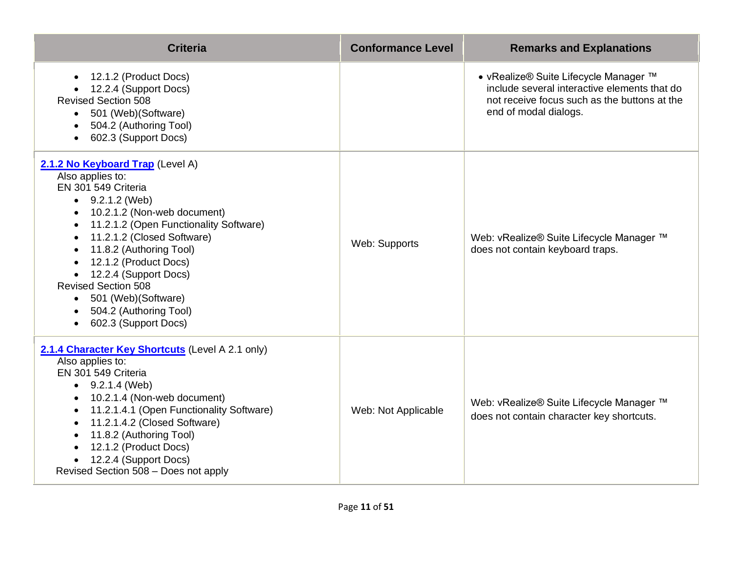| Criteria | Conformance Level | Remarks and Explanations |
|---|---|---|
| <ul><li>12.1.2 (Product Docs)</li><li>12.2.4 (Support Docs)</li></ul>Revised Section 508<ul><li>501 (Web)(Software)</li><li>504.2 (Authoring Tool)</li><li>602.3 (Support Docs)</li></ul> | | <ul><li>vRealize® Suite Lifecycle Manager ™ include several interactive elements that do not receive focus such as the buttons at the end of modal dialogs.</li></ul> |
| **[2.1.2 No Keyboard Trap]()** (Level A)<br>Also applies to:<br>EN 301 549 Criteria<ul><li>9.2.1.2 (Web)</li><li>10.2.1.2 (Non-web document)</li><li>11.2.1.2 (Open Functionality Software)</li><li>11.2.1.2 (Closed Software)</li><li>11.8.2 (Authoring Tool)</li><li>12.1.2 (Product Docs)</li><li>12.2.4 (Support Docs)</li></ul>Revised Section 508<ul><li>501 (Web)(Software)</li><li>504.2 (Authoring Tool)</li><li>602.3 (Support Docs)</li></ul> | Web: Supports | Web: vRealize® Suite Lifecycle Manager ™ does not contain keyboard traps. |
| **[2.1.4 Character Key Shortcuts]()** (Level A 2.1 only)<br>Also applies to:<br>EN 301 549 Criteria<ul><li>9.2.1.4 (Web)</li><li>10.2.1.4 (Non-web document)</li><li>11.2.1.4.1 (Open Functionality Software)</li><li>11.2.1.4.2 (Closed Software)</li><li>11.8.2 (Authoring Tool)</li><li>12.1.2 (Product Docs)</li><li>12.2.4 (Support Docs)</li></ul>Revised Section 508 – Does not apply | Web: Not Applicable | Web: vRealize® Suite Lifecycle Manager ™ does not contain character key shortcuts. |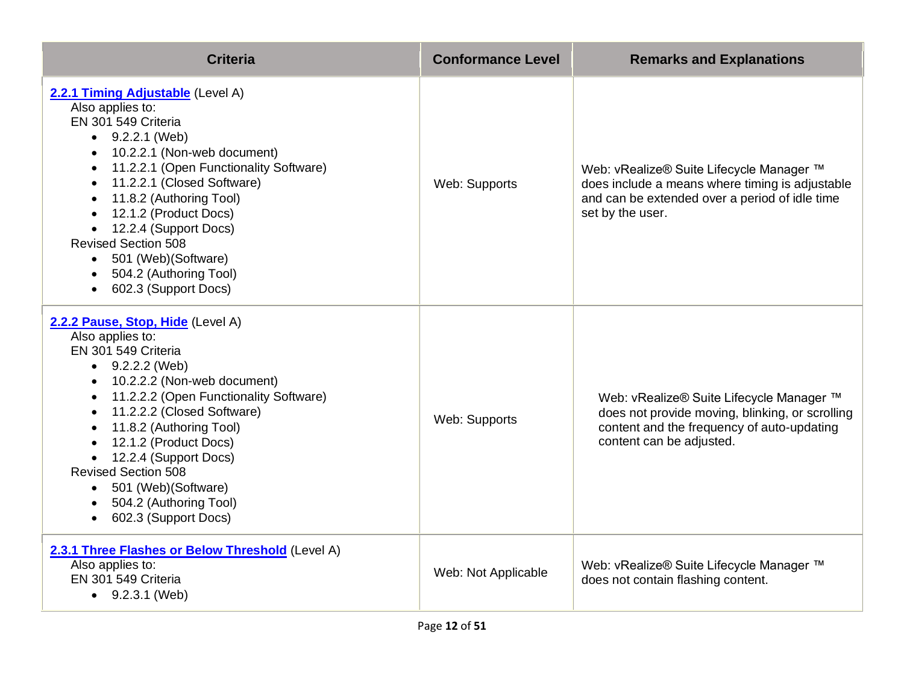| Criteria | Conformance Level | Remarks and Explanations |
|---|---|---|
| **2.2.1 Timing Adjustable** (Level A)<br>Also applies to:<br>EN 301 549 Criteria<br>• 9.2.2.1 (Web)<br>• 10.2.2.1 (Non-web document)<br>• 11.2.2.1 (Open Functionality Software)<br>• 11.2.2.1 (Closed Software)<br>• 11.8.2 (Authoring Tool)<br>• 12.1.2 (Product Docs)<br>• 12.2.4 (Support Docs)<br>Revised Section 508<br>• 501 (Web)(Software)<br>• 504.2 (Authoring Tool)<br>• 602.3 (Support Docs) | Web: Supports | Web: vRealize® Suite Lifecycle Manager ™ does include a means where timing is adjustable and can be extended over a period of idle time set by the user. |
| **2.2.2 Pause, Stop, Hide** (Level A)<br>Also applies to:<br>EN 301 549 Criteria<br>• 9.2.2.2 (Web)<br>• 10.2.2.2 (Non-web document)<br>• 11.2.2.2 (Open Functionality Software)<br>• 11.2.2.2 (Closed Software)<br>• 11.8.2 (Authoring Tool)<br>• 12.1.2 (Product Docs)<br>• 12.2.4 (Support Docs)<br>Revised Section 508<br>• 501 (Web)(Software)<br>• 504.2 (Authoring Tool)<br>• 602.3 (Support Docs) | Web: Supports | Web: vRealize® Suite Lifecycle Manager ™ does not provide moving, blinking, or scrolling content and the frequency of auto-updating content can be adjusted. |
| **2.3.1 Three Flashes or Below Threshold** (Level A)<br>Also applies to:<br>EN 301 549 Criteria<br>• 9.2.3.1 (Web) | Web: Not Applicable | Web: vRealize® Suite Lifecycle Manager ™ does not contain flashing content. |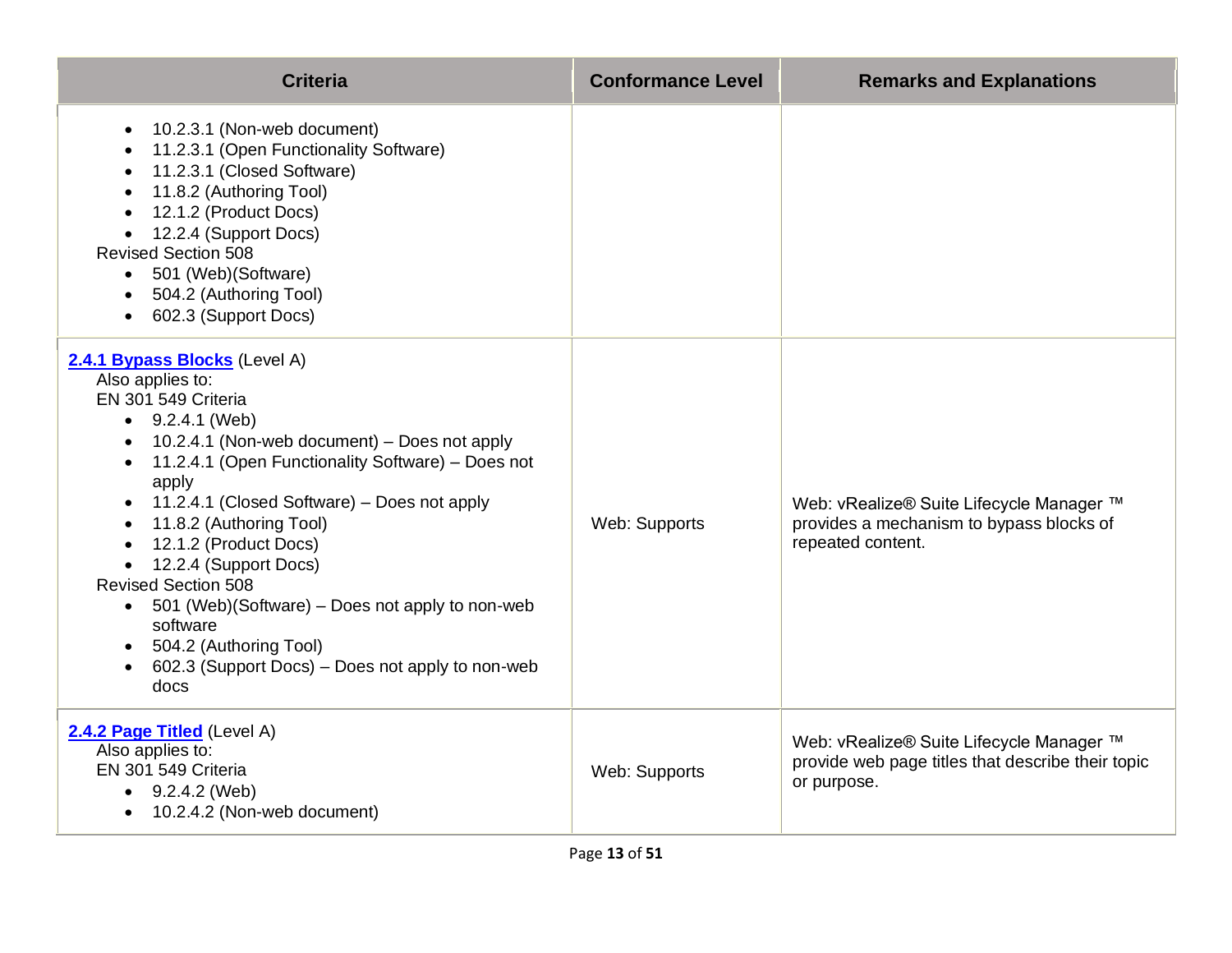| Criteria | Conformance Level | Remarks and Explanations |
|---|---|---|
| <ul><li>10.2.3.1 (Non-web document)</li><li>11.2.3.1 (Open Functionality Software)</li><li>11.2.3.1 (Closed Software)</li><li>11.8.2 (Authoring Tool)</li><li>12.1.2 (Product Docs)</li><li>12.2.4 (Support Docs)</li></ul>Revised Section 508<ul><li>501 (Web)(Software)</li><li>504.2 (Authoring Tool)</li><li>602.3 (Support Docs)</li></ul> | | |
| **2.4.1 Bypass Blocks** (Level A)<br>Also applies to:<br>EN 301 549 Criteria<ul><li>9.2.4.1 (Web)</li><li>10.2.4.1 (Non-web document) – Does not apply</li><li>11.2.4.1 (Open Functionality Software) – Does not apply</li><li>11.2.4.1 (Closed Software) – Does not apply</li><li>11.8.2 (Authoring Tool)</li><li>12.1.2 (Product Docs)</li><li>12.2.4 (Support Docs)</li></ul>Revised Section 508<ul><li>501 (Web)(Software) – Does not apply to non-web software</li><li>504.2 (Authoring Tool)</li><li>602.3 (Support Docs) – Does not apply to non-web docs</li></ul> | Web: Supports | Web: vRealize® Suite Lifecycle Manager ™ provides a mechanism to bypass blocks of repeated content. |
| **2.4.2 Page Titled** (Level A)<br>Also applies to:<br>EN 301 549 Criteria<ul><li>9.2.4.2 (Web)</li><li>10.2.4.2 (Non-web document)</li></ul> | Web: Supports | Web: vRealize® Suite Lifecycle Manager ™ provide web page titles that describe their topic or purpose. |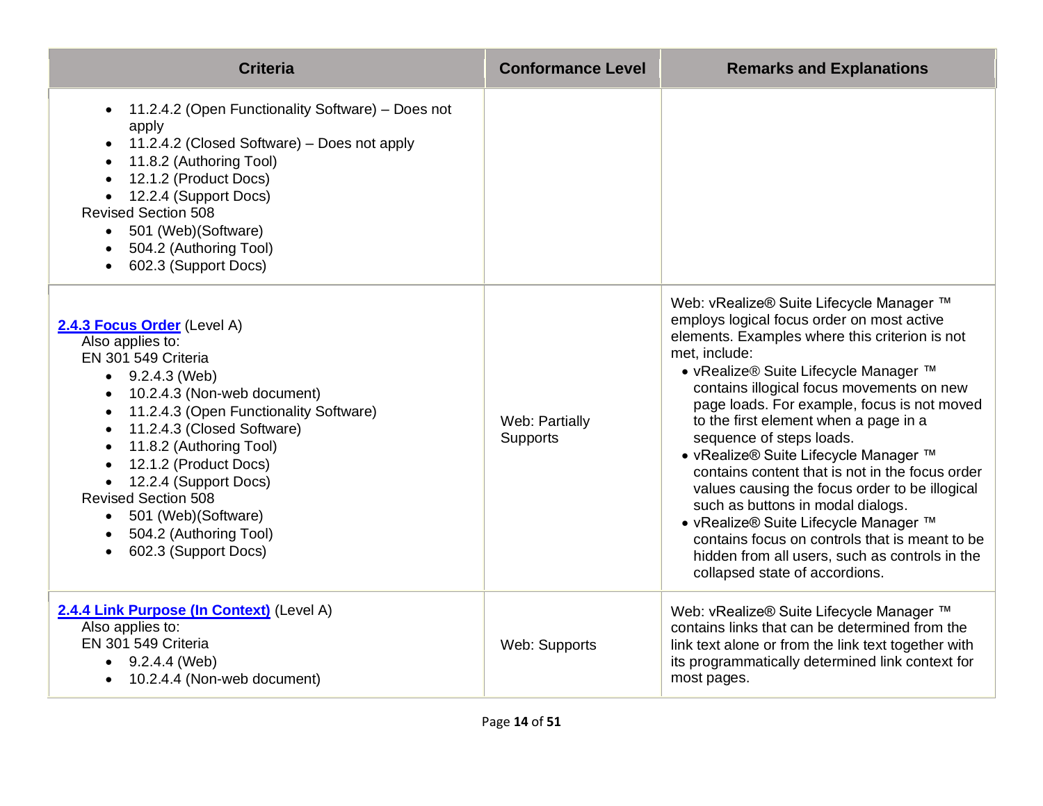| Criteria | Conformance Level | Remarks and Explanations |
| --- | --- | --- |
| • 11.2.4.2 (Open Functionality Software) – Does not apply<br>• 11.2.4.2 (Closed Software) – Does not apply<br>• 11.8.2 (Authoring Tool)<br>• 12.1.2 (Product Docs)<br>• 12.2.4 (Support Docs)<br>Revised Section 508<br>• 501 (Web)(Software)<br>• 504.2 (Authoring Tool)<br>• 602.3 (Support Docs) | | |
| **2.4.3 Focus Order** (Level A)<br>Also applies to:<br>EN 301 549 Criteria<br>• 9.2.4.3 (Web)<br>• 10.2.4.3 (Non-web document)<br>• 11.2.4.3 (Open Functionality Software)<br>• 11.2.4.3 (Closed Software)<br>• 11.8.2 (Authoring Tool)<br>• 12.1.2 (Product Docs)<br>• 12.2.4 (Support Docs)<br>Revised Section 508<br>• 501 (Web)(Software)<br>• 504.2 (Authoring Tool)<br>• 602.3 (Support Docs) | Web: Partially Supports | Web: vRealize® Suite Lifecycle Manager ™ employs logical focus order on most active elements. Examples where this criterion is not met, include:<br>• vRealize® Suite Lifecycle Manager ™ contains illogical focus movements on new page loads. For example, focus is not moved to the first element when a page in a sequence of steps loads.<br>• vRealize® Suite Lifecycle Manager ™ contains content that is not in the focus order values causing the focus order to be illogical such as buttons in modal dialogs.<br>• vRealize® Suite Lifecycle Manager ™ contains focus on controls that is meant to be hidden from all users, such as controls in the collapsed state of accordions. |
| **2.4.4 Link Purpose (In Context)** (Level A)<br>Also applies to:<br>EN 301 549 Criteria<br>• 9.2.4.4 (Web)<br>• 10.2.4.4 (Non-web document) | Web: Supports | Web: vRealize® Suite Lifecycle Manager ™ contains links that can be determined from the link text alone or from the link text together with its programmatically determined link context for most pages. |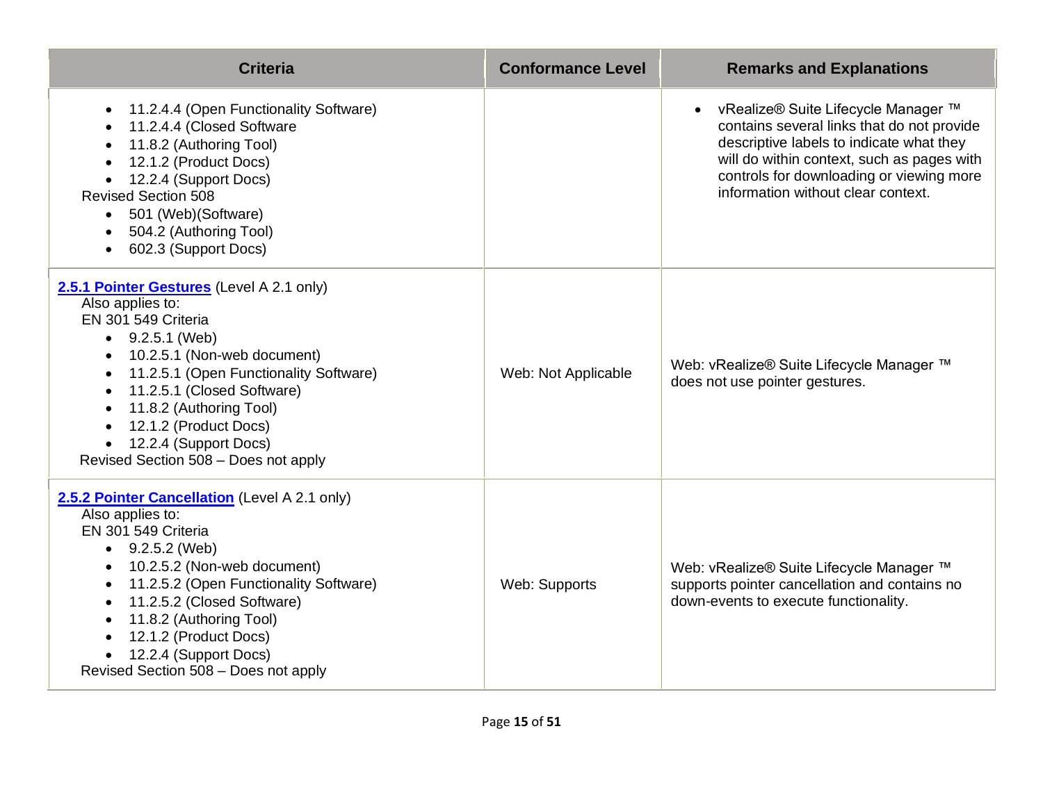| Criteria | Conformance Level | Remarks and Explanations |
| --- | --- | --- |
| <ul><li>11.2.4.4 (Open Functionality Software)</li><li>11.2.4.4 (Closed Software</li><li>11.8.2 (Authoring Tool)</li><li>12.1.2 (Product Docs)</li><li>12.2.4 (Support Docs)</li></ul>Revised Section 508<ul><li>501 (Web)(Software)</li><li>504.2 (Authoring Tool)</li><li>602.3 (Support Docs)</li></ul> | | <ul><li>vRealize® Suite Lifecycle Manager ™ contains several links that do not provide descriptive labels to indicate what they will do within context, such as pages with controls for downloading or viewing more information without clear context.</li></ul> |
| **[2.5.1 Pointer Gestures]** (Level A 2.1 only)<br>Also applies to:<br>EN 301 549 Criteria<ul><li>9.2.5.1 (Web)</li><li>10.2.5.1 (Non-web document)</li><li>11.2.5.1 (Open Functionality Software)</li><li>11.2.5.1 (Closed Software)</li><li>11.8.2 (Authoring Tool)</li><li>12.1.2 (Product Docs)</li><li>12.2.4 (Support Docs)</li></ul>Revised Section 508 – Does not apply | Web: Not Applicable | Web: vRealize® Suite Lifecycle Manager ™ does not use pointer gestures. |
| **[2.5.2 Pointer Cancellation]** (Level A 2.1 only)<br>Also applies to:<br>EN 301 549 Criteria<ul><li>9.2.5.2 (Web)</li><li>10.2.5.2 (Non-web document)</li><li>11.2.5.2 (Open Functionality Software)</li><li>11.2.5.2 (Closed Software)</li><li>11.8.2 (Authoring Tool)</li><li>12.1.2 (Product Docs)</li><li>12.2.4 (Support Docs)</li></ul>Revised Section 508 – Does not apply | Web: Supports | Web: vRealize® Suite Lifecycle Manager ™ supports pointer cancellation and contains no down-events to execute functionality. |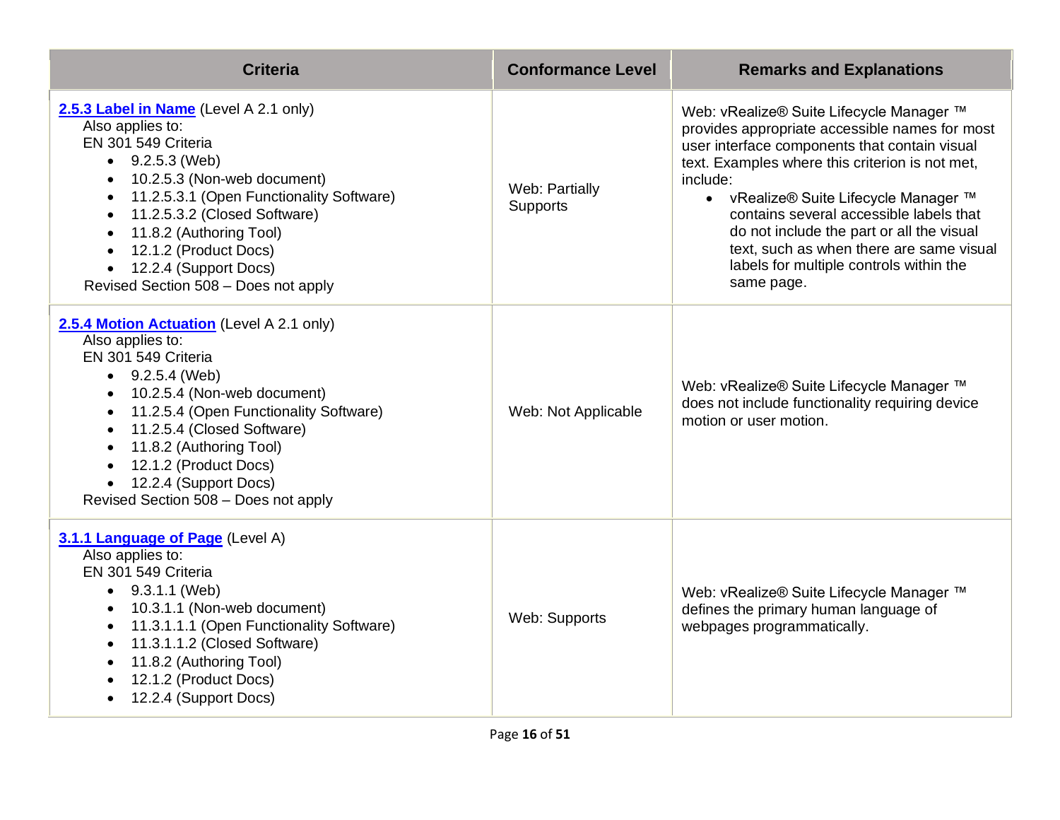| Criteria | Conformance Level | Remarks and Explanations |
| --- | --- | --- |
| **2.5.3 Label in Name** (Level A 2.1 only)<br>Also applies to:<br>EN 301 549 Criteria<br>• 9.2.5.3 (Web)<br>• 10.2.5.3 (Non-web document)<br>• 11.2.5.3.1 (Open Functionality Software)<br>• 11.2.5.3.2 (Closed Software)<br>• 11.8.2 (Authoring Tool)<br>• 12.1.2 (Product Docs)<br>• 12.2.4 (Support Docs)<br>Revised Section 508 – Does not apply | Web: Partially Supports | Web: vRealize® Suite Lifecycle Manager ™ provides appropriate accessible names for most user interface components that contain visual text. Examples where this criterion is not met, include:<br>• vRealize® Suite Lifecycle Manager ™ contains several accessible labels that do not include the part or all the visual text, such as when there are same visual labels for multiple controls within the same page. |
| **2.5.4 Motion Actuation** (Level A 2.1 only)<br>Also applies to:<br>EN 301 549 Criteria<br>• 9.2.5.4 (Web)<br>• 10.2.5.4 (Non-web document)<br>• 11.2.5.4 (Open Functionality Software)<br>• 11.2.5.4 (Closed Software)<br>• 11.8.2 (Authoring Tool)<br>• 12.1.2 (Product Docs)<br>• 12.2.4 (Support Docs)<br>Revised Section 508 – Does not apply | Web: Not Applicable | Web: vRealize® Suite Lifecycle Manager ™ does not include functionality requiring device motion or user motion. |
| **3.1.1 Language of Page** (Level A)<br>Also applies to:<br>EN 301 549 Criteria<br>• 9.3.1.1 (Web)<br>• 10.3.1.1 (Non-web document)<br>• 11.3.1.1.1 (Open Functionality Software)<br>• 11.3.1.1.2 (Closed Software)<br>• 11.8.2 (Authoring Tool)<br>• 12.1.2 (Product Docs)<br>• 12.2.4 (Support Docs) | Web: Supports | Web: vRealize® Suite Lifecycle Manager ™ defines the primary human language of webpages programmatically. |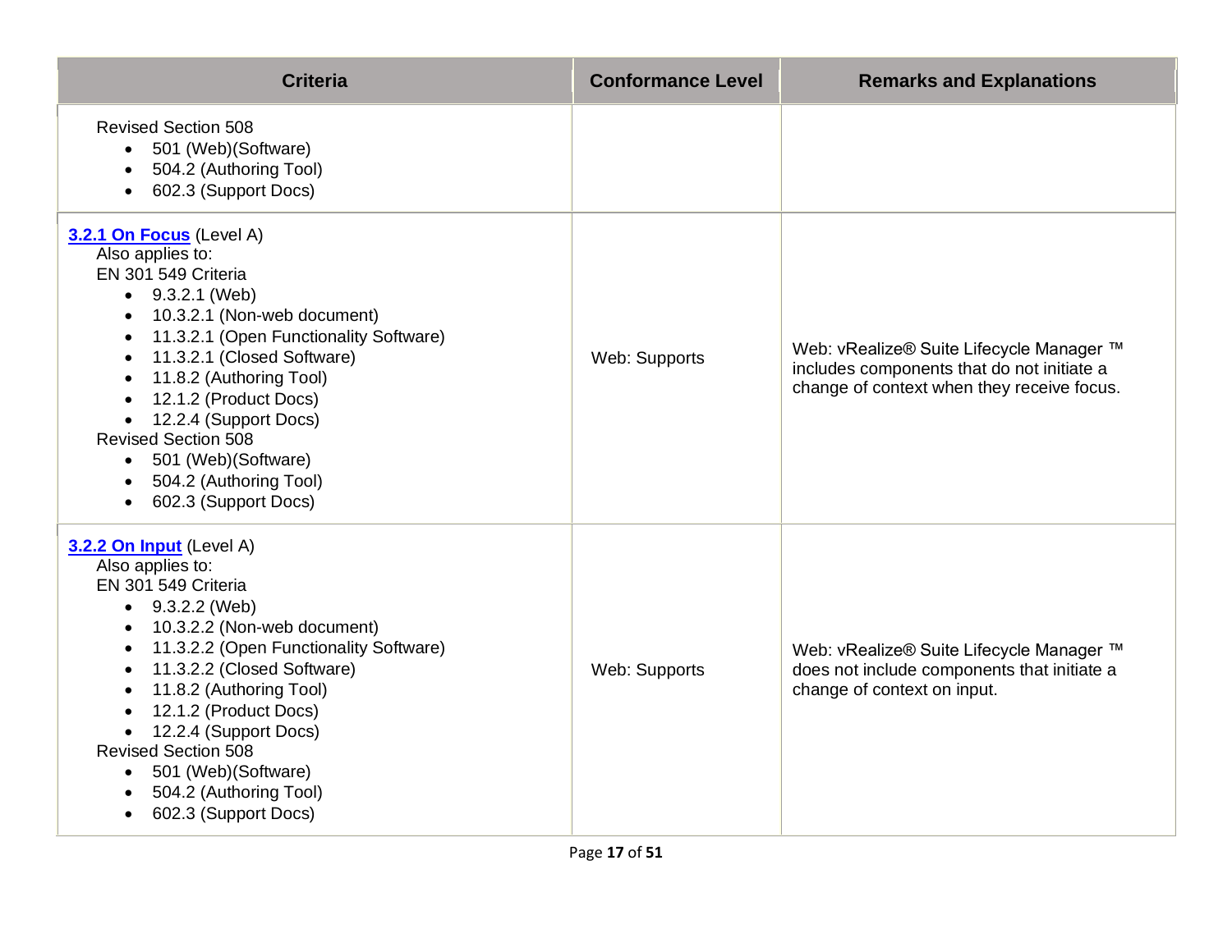| Criteria | Conformance Level | Remarks and Explanations |
| --- | --- | --- |
| Revised Section 508<br>• 501 (Web)(Software)<br>• 504.2 (Authoring Tool)<br>• 602.3 (Support Docs) | | |
| **3.2.1 On Focus** (Level A)<br>Also applies to:<br>EN 301 549 Criteria<br>• 9.3.2.1 (Web)<br>• 10.3.2.1 (Non-web document)<br>• 11.3.2.1 (Open Functionality Software)<br>• 11.3.2.1 (Closed Software)<br>• 11.8.2 (Authoring Tool)<br>• 12.1.2 (Product Docs)<br>• 12.2.4 (Support Docs)<br>Revised Section 508<br>• 501 (Web)(Software)<br>• 504.2 (Authoring Tool)<br>• 602.3 (Support Docs) | Web: Supports | Web: vRealize® Suite Lifecycle Manager ™ includes components that do not initiate a change of context when they receive focus. |
| **3.2.2 On Input** (Level A)<br>Also applies to:<br>EN 301 549 Criteria<br>• 9.3.2.2 (Web)<br>• 10.3.2.2 (Non-web document)<br>• 11.3.2.2 (Open Functionality Software)<br>• 11.3.2.2 (Closed Software)<br>• 11.8.2 (Authoring Tool)<br>• 12.1.2 (Product Docs)<br>• 12.2.4 (Support Docs)<br>Revised Section 508<br>• 501 (Web)(Software)<br>• 504.2 (Authoring Tool)<br>• 602.3 (Support Docs) | Web: Supports | Web: vRealize® Suite Lifecycle Manager ™ does not include components that initiate a change of context on input. |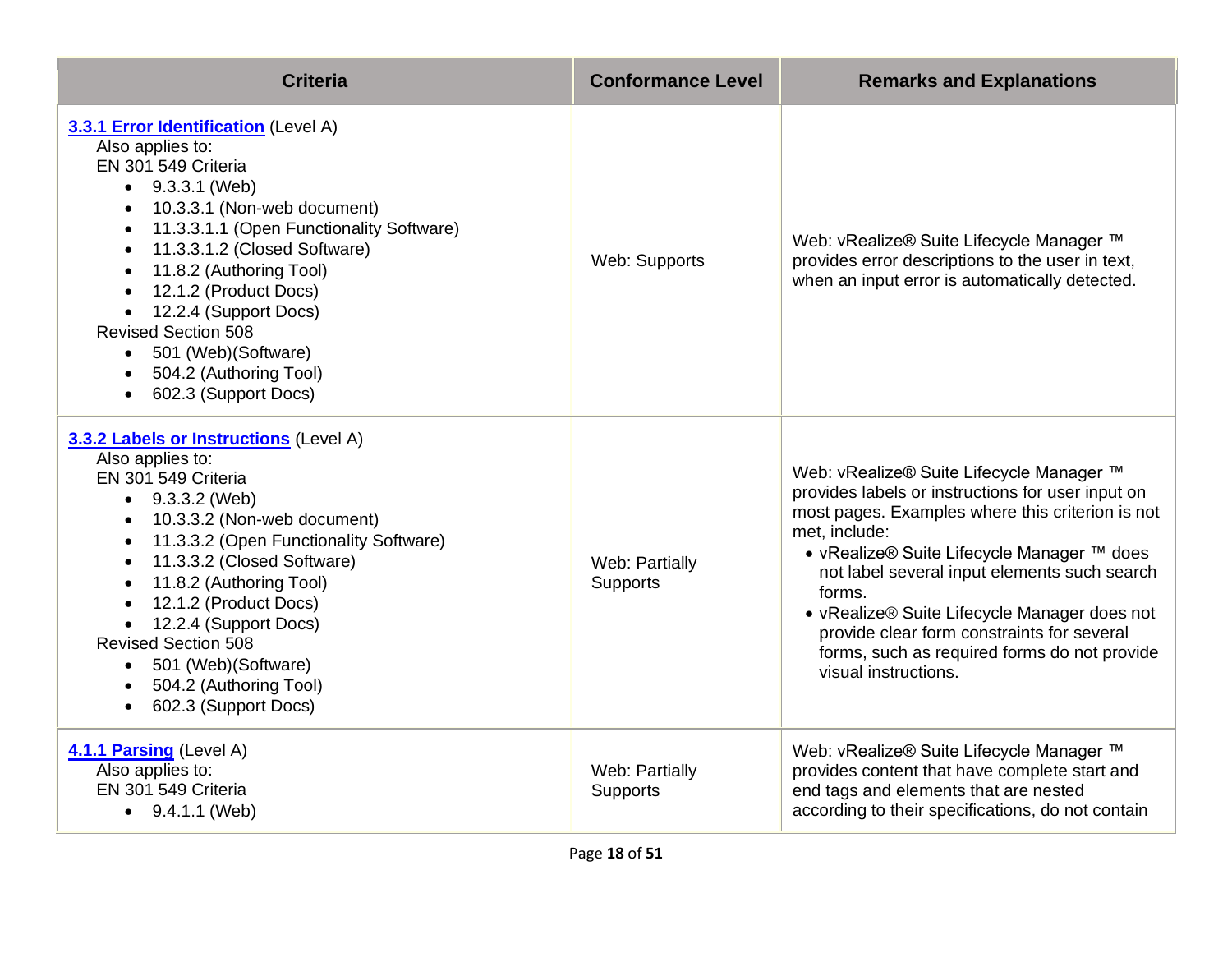| Criteria | Conformance Level | Remarks and Explanations |
| --- | --- | --- |
| **3.3.1 Error Identification** (Level A)<br>Also applies to:<br>EN 301 549 Criteria<br>• 9.3.3.1 (Web)<br>• 10.3.3.1 (Non-web document)<br>• 11.3.3.1.1 (Open Functionality Software)<br>• 11.3.3.1.2 (Closed Software)<br>• 11.8.2 (Authoring Tool)<br>• 12.1.2 (Product Docs)<br>• 12.2.4 (Support Docs)<br>Revised Section 508<br>• 501 (Web)(Software)<br>• 504.2 (Authoring Tool)<br>• 602.3 (Support Docs) | Web: Supports | Web: vRealize® Suite Lifecycle Manager ™ provides error descriptions to the user in text, when an input error is automatically detected. |
| **3.3.2 Labels or Instructions** (Level A)<br>Also applies to:<br>EN 301 549 Criteria<br>• 9.3.3.2 (Web)<br>• 10.3.3.2 (Non-web document)<br>• 11.3.3.2 (Open Functionality Software)<br>• 11.3.3.2 (Closed Software)<br>• 11.8.2 (Authoring Tool)<br>• 12.1.2 (Product Docs)<br>• 12.2.4 (Support Docs)<br>Revised Section 508<br>• 501 (Web)(Software)<br>• 504.2 (Authoring Tool)<br>• 602.3 (Support Docs) | Web: Partially Supports | Web: vRealize® Suite Lifecycle Manager ™ provides labels or instructions for user input on most pages. Examples where this criterion is not met, include:<br>• vRealize® Suite Lifecycle Manager ™ does not label several input elements such search forms.<br>• vRealize® Suite Lifecycle Manager does not provide clear form constraints for several forms, such as required forms do not provide visual instructions. |
| **4.1.1 Parsing** (Level A)<br>Also applies to:<br>EN 301 549 Criteria<br>• 9.4.1.1 (Web) | Web: Partially Supports | Web: vRealize® Suite Lifecycle Manager ™ provides content that have complete start and end tags and elements that are nested according to their specifications, do not contain |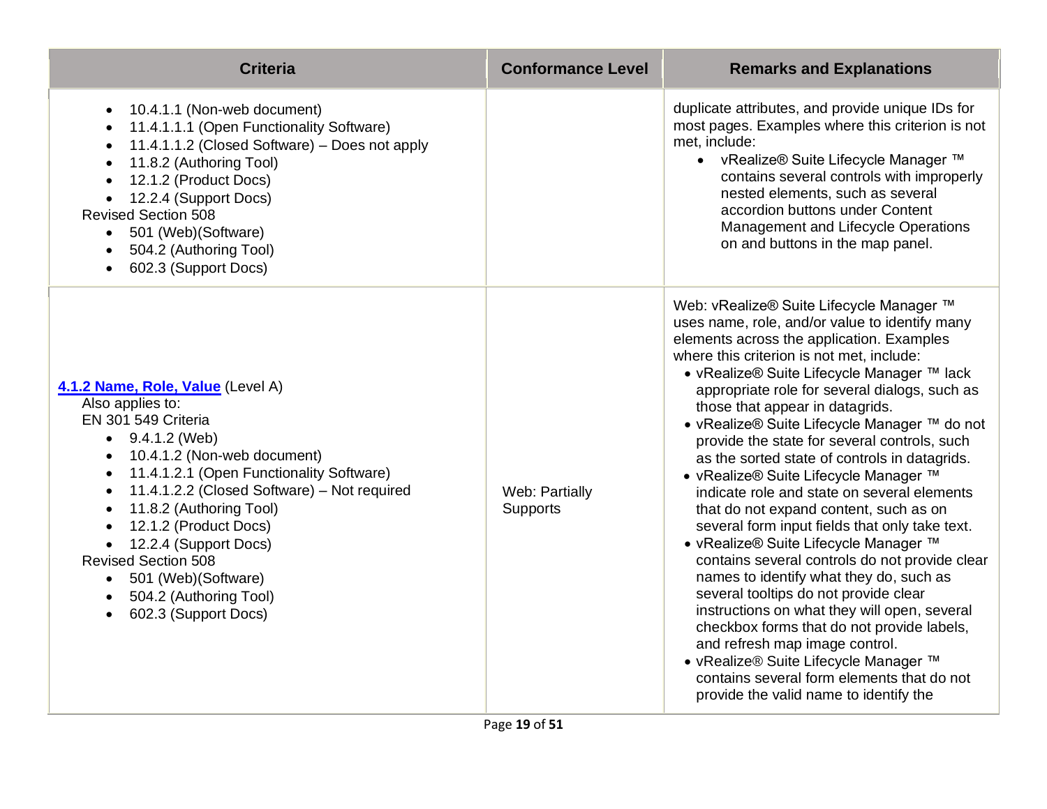| Criteria | Conformance Level | Remarks and Explanations |
| --- | --- | --- |
| <ul><li>10.4.1.1 (Non-web document)</li><li>11.4.1.1.1 (Open Functionality Software)</li><li>11.4.1.1.2 (Closed Software) – Does not apply</li><li>11.8.2 (Authoring Tool)</li><li>12.1.2 (Product Docs)</li><li>12.2.4 (Support Docs)</li></ul>Revised Section 508<ul><li>501 (Web)(Software)</li><li>504.2 (Authoring Tool)</li><li>602.3 (Support Docs)</li></ul> | | duplicate attributes, and provide unique IDs for most pages. Examples where this criterion is not met, include:<ul><li>vRealize® Suite Lifecycle Manager ™ contains several controls with improperly nested elements, such as several accordion buttons under Content Management and Lifecycle Operations on and buttons in the map panel.</li></ul> |
| **[4.1.2 Name, Role, Value](https://www.w3.org/TR/WCAG21/#name-role-value)** (Level A)<br>Also applies to:<br>EN 301 549 Criteria<ul><li>9.4.1.2 (Web)</li><li>10.4.1.2 (Non-web document)</li><li>11.4.1.2.1 (Open Functionality Software)</li><li>11.4.1.2.2 (Closed Software) – Not required</li><li>11.8.2 (Authoring Tool)</li><li>12.1.2 (Product Docs)</li><li>12.2.4 (Support Docs)</li></ul>Revised Section 508<ul><li>501 (Web)(Software)</li><li>504.2 (Authoring Tool)</li><li>602.3 (Support Docs)</li></ul> | Web: Partially Supports | Web: vRealize® Suite Lifecycle Manager ™ uses name, role, and/or value to identify many elements across the application. Examples where this criterion is not met, include:<ul><li>vRealize® Suite Lifecycle Manager ™ lack appropriate role for several dialogs, such as those that appear in datagrids.</li><li>vRealize® Suite Lifecycle Manager ™ do not provide the state for several controls, such as the sorted state of controls in datagrids.</li><li>vRealize® Suite Lifecycle Manager ™ indicate role and state on several elements that do not expand content, such as on several form input fields that only take text.</li><li>vRealize® Suite Lifecycle Manager ™ contains several controls do not provide clear names to identify what they do, such as several tooltips do not provide clear instructions on what they will open, several checkbox forms that do not provide labels, and refresh map image control.</li><li>vRealize® Suite Lifecycle Manager ™ contains several form elements that do not provide the valid name to identify the</li></ul> |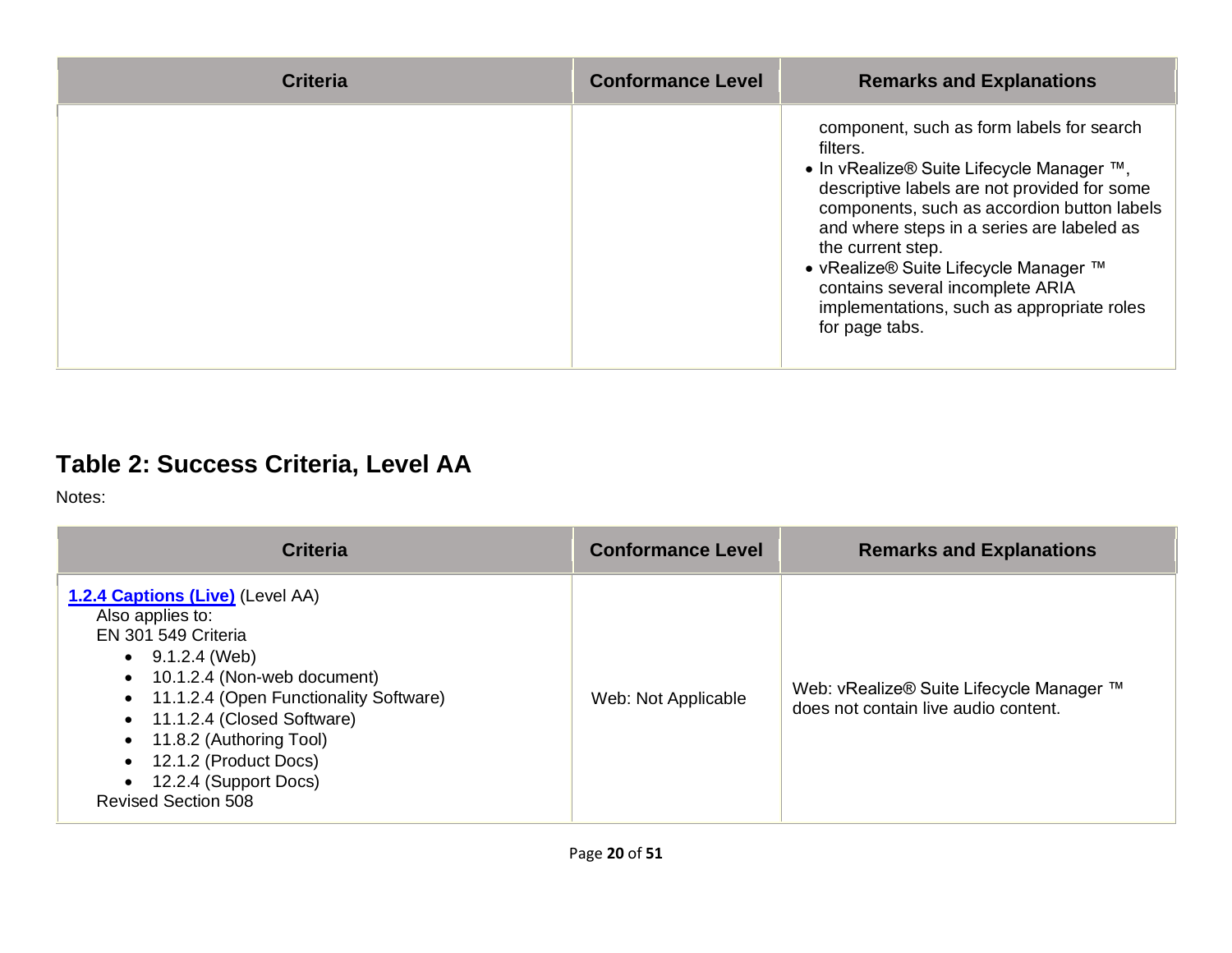| Criteria | Conformance Level | Remarks and Explanations |
|---|---|---|
| | | component, such as form labels for search filters.<br>• In vRealize® Suite Lifecycle Manager ™, descriptive labels are not provided for some components, such as accordion button labels and where steps in a series are labeled as the current step.<br>• vRealize® Suite Lifecycle Manager ™ contains several incomplete ARIA implementations, such as appropriate roles for page tabs. |

## Table 2: Success Criteria, Level AA

Notes:

| Criteria | Conformance Level | Remarks and Explanations |
|---|---|---|
| **1.2.4 Captions (Live)** (Level AA)<br>Also applies to:<br>EN 301 549 Criteria<br>• 9.1.2.4 (Web)<br>• 10.1.2.4 (Non-web document)<br>• 11.1.2.4 (Open Functionality Software)<br>• 11.1.2.4 (Closed Software)<br>• 11.8.2 (Authoring Tool)<br>• 12.1.2 (Product Docs)<br>• 12.2.4 (Support Docs)<br>Revised Section 508 | Web: Not Applicable | Web: vRealize® Suite Lifecycle Manager ™ does not contain live audio content. |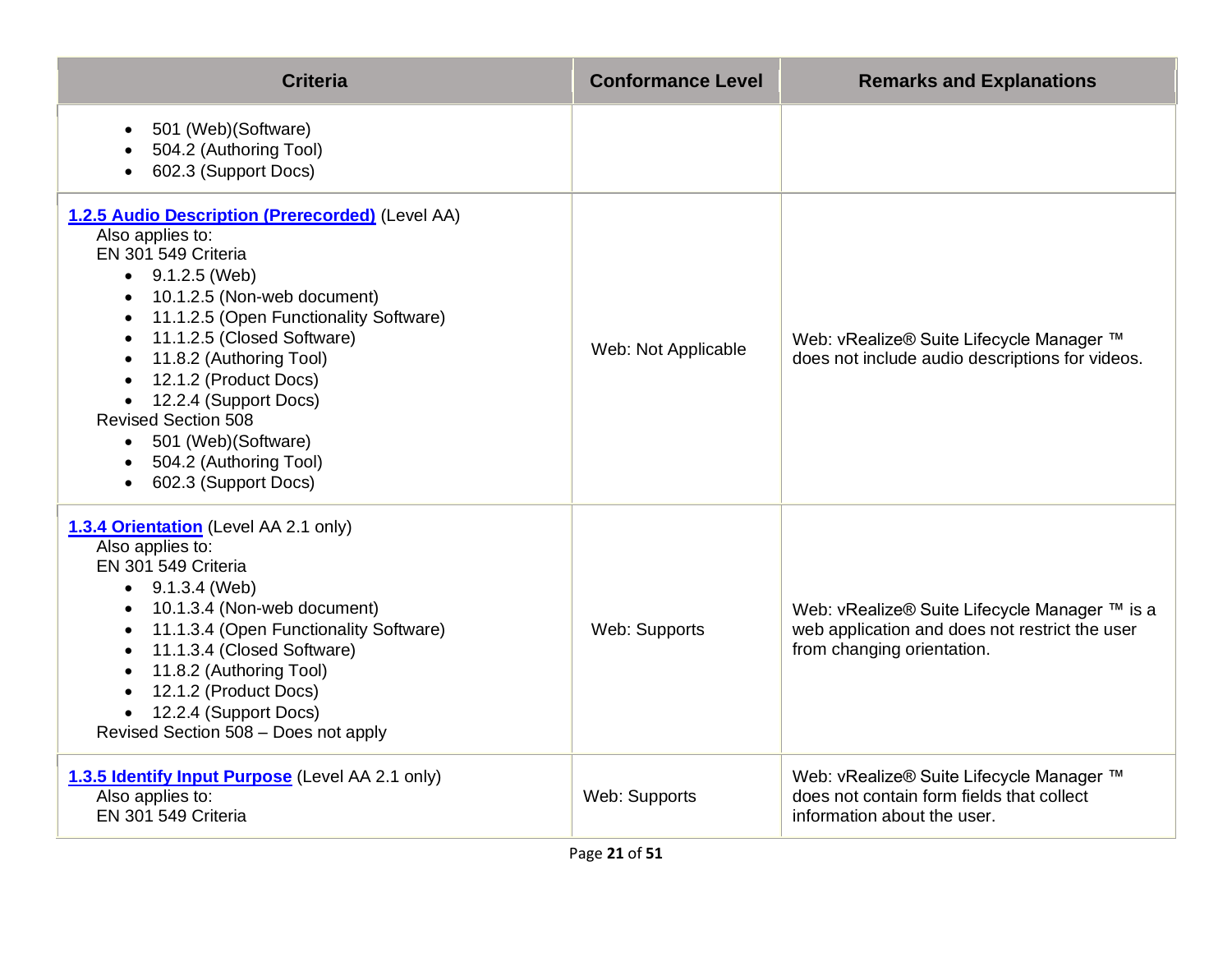| Criteria | Conformance Level | Remarks and Explanations |
| --- | --- | --- |
| <ul><li>501 (Web)(Software)</li><li>504.2 (Authoring Tool)</li><li>602.3 (Support Docs)</li></ul> | | |
| **1.2.5 Audio Description (Prerecorded)** (Level AA)<br>Also applies to:<br>EN 301 549 Criteria<ul><li>9.1.2.5 (Web)</li><li>10.1.2.5 (Non-web document)</li><li>11.1.2.5 (Open Functionality Software)</li><li>11.1.2.5 (Closed Software)</li><li>11.8.2 (Authoring Tool)</li><li>12.1.2 (Product Docs)</li><li>12.2.4 (Support Docs)</li></ul>Revised Section 508<ul><li>501 (Web)(Software)</li><li>504.2 (Authoring Tool)</li><li>602.3 (Support Docs)</li></ul> | Web: Not Applicable | Web: vRealize® Suite Lifecycle Manager ™ does not include audio descriptions for videos. |
| **1.3.4 Orientation** (Level AA 2.1 only)<br>Also applies to:<br>EN 301 549 Criteria<ul><li>9.1.3.4 (Web)</li><li>10.1.3.4 (Non-web document)</li><li>11.1.3.4 (Open Functionality Software)</li><li>11.1.3.4 (Closed Software)</li><li>11.8.2 (Authoring Tool)</li><li>12.1.2 (Product Docs)</li><li>12.2.4 (Support Docs)</li></ul>Revised Section 508 – Does not apply | Web: Supports | Web: vRealize® Suite Lifecycle Manager ™ is a web application and does not restrict the user from changing orientation. |
| **1.3.5 Identify Input Purpose** (Level AA 2.1 only)<br>Also applies to:<br>EN 301 549 Criteria | Web: Supports | Web: vRealize® Suite Lifecycle Manager ™ does not contain form fields that collect information about the user. |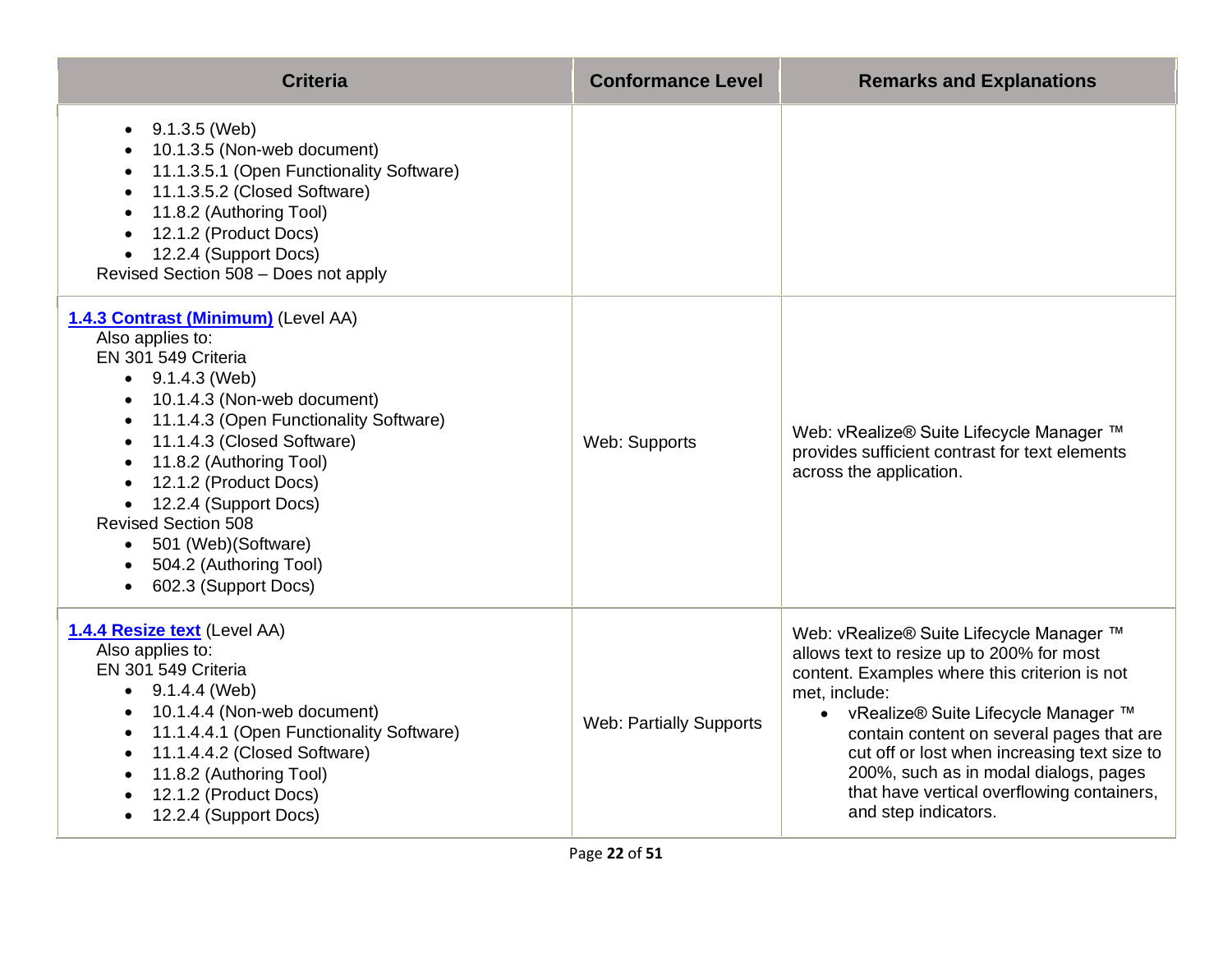| Criteria | Conformance Level | Remarks and Explanations |
|---|---|---|
| <ul><li>9.1.3.5 (Web)</li><li>10.1.3.5 (Non-web document)</li><li>11.1.3.5.1 (Open Functionality Software)</li><li>11.1.3.5.2 (Closed Software)</li><li>11.8.2 (Authoring Tool)</li><li>12.1.2 (Product Docs)</li><li>12.2.4 (Support Docs)</li></ul>Revised Section 508 – Does not apply | | |
| **[1.4.3 Contrast (Minimum)]** (Level AA)<br>Also applies to:<br>EN 301 549 Criteria<ul><li>9.1.4.3 (Web)</li><li>10.1.4.3 (Non-web document)</li><li>11.1.4.3 (Open Functionality Software)</li><li>11.1.4.3 (Closed Software)</li><li>11.8.2 (Authoring Tool)</li><li>12.1.2 (Product Docs)</li><li>12.2.4 (Support Docs)</li></ul>Revised Section 508<ul><li>501 (Web)(Software)</li><li>504.2 (Authoring Tool)</li><li>602.3 (Support Docs)</li></ul> | Web: Supports | Web: vRealize® Suite Lifecycle Manager ™ provides sufficient contrast for text elements across the application. |
| **[1.4.4 Resize text]** (Level AA)<br>Also applies to:<br>EN 301 549 Criteria<ul><li>9.1.4.4 (Web)</li><li>10.1.4.4 (Non-web document)</li><li>11.1.4.4.1 (Open Functionality Software)</li><li>11.1.4.4.2 (Closed Software)</li><li>11.8.2 (Authoring Tool)</li><li>12.1.2 (Product Docs)</li><li>12.2.4 (Support Docs)</li></ul> | Web: Partially Supports | Web: vRealize® Suite Lifecycle Manager ™ allows text to resize up to 200% for most content. Examples where this criterion is not met, include:<ul><li>vRealize® Suite Lifecycle Manager ™ contain content on several pages that are cut off or lost when increasing text size to 200%, such as in modal dialogs, pages that have vertical overflowing containers, and step indicators.</li></ul> |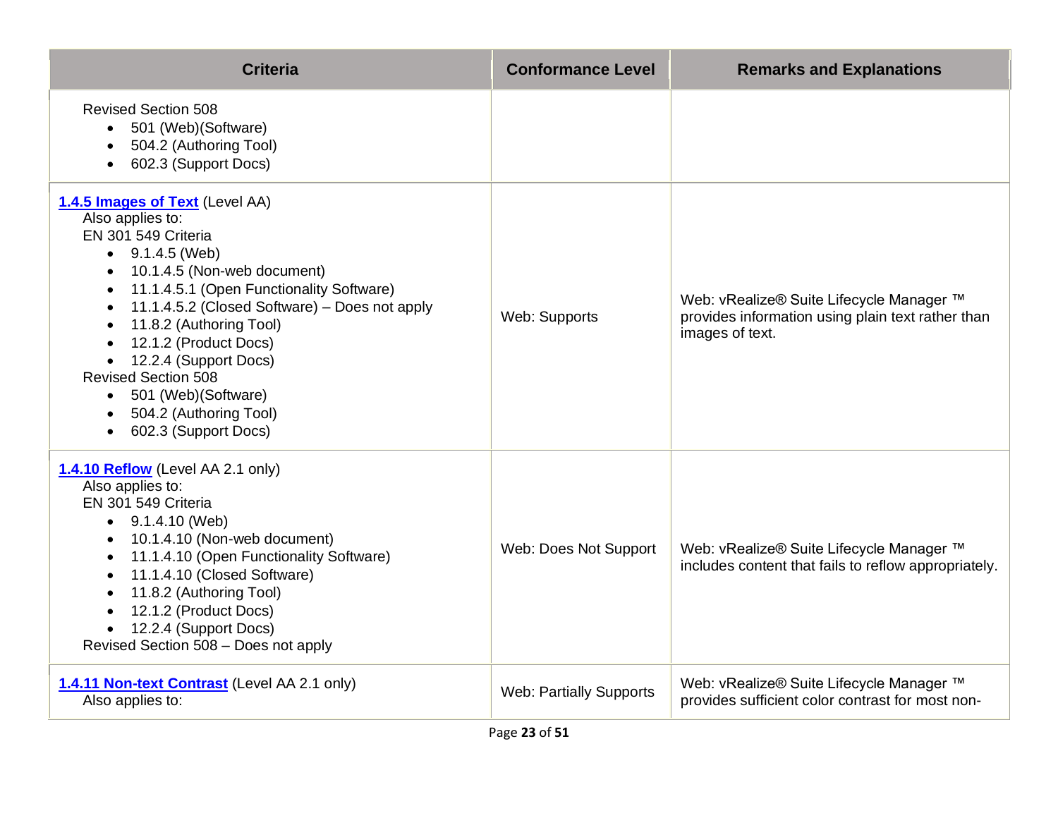| Criteria | Conformance Level | Remarks and Explanations |
|---|---|---|
| Revised Section 508<br>• 501 (Web)(Software)<br>• 504.2 (Authoring Tool)<br>• 602.3 (Support Docs) | | |
| **[1.4.5 Images of Text]** (Level AA)<br>Also applies to:<br>EN 301 549 Criteria<br>• 9.1.4.5 (Web)<br>• 10.1.4.5 (Non-web document)<br>• 11.1.4.5.1 (Open Functionality Software)<br>• 11.1.4.5.2 (Closed Software) – Does not apply<br>• 11.8.2 (Authoring Tool)<br>• 12.1.2 (Product Docs)<br>• 12.2.4 (Support Docs)<br>Revised Section 508<br>• 501 (Web)(Software)<br>• 504.2 (Authoring Tool)<br>• 602.3 (Support Docs) | Web: Supports | Web: vRealize® Suite Lifecycle Manager ™ provides information using plain text rather than images of text. |
| **[1.4.10 Reflow]** (Level AA 2.1 only)<br>Also applies to:<br>EN 301 549 Criteria<br>• 9.1.4.10 (Web)<br>• 10.1.4.10 (Non-web document)<br>• 11.1.4.10 (Open Functionality Software)<br>• 11.1.4.10 (Closed Software)<br>• 11.8.2 (Authoring Tool)<br>• 12.1.2 (Product Docs)<br>• 12.2.4 (Support Docs)<br>Revised Section 508 – Does not apply | Web: Does Not Support | Web: vRealize® Suite Lifecycle Manager ™ includes content that fails to reflow appropriately. |
| **[1.4.11 Non-text Contrast]** (Level AA 2.1 only)<br>Also applies to: | Web: Partially Supports | Web: vRealize® Suite Lifecycle Manager ™ provides sufficient color contrast for most non- |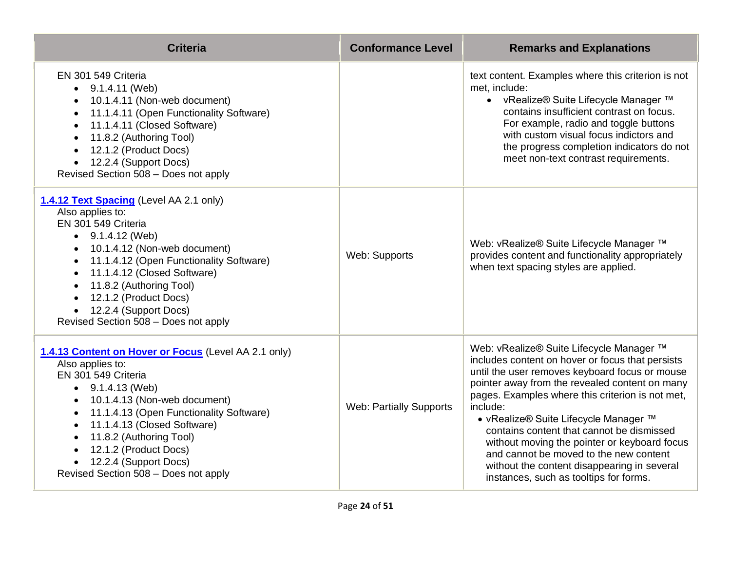| Criteria | Conformance Level | Remarks and Explanations |
| --- | --- | --- |
| EN 301 549 Criteria<br>• 9.1.4.11 (Web)<br>• 10.1.4.11 (Non-web document)<br>• 11.1.4.11 (Open Functionality Software)<br>• 11.1.4.11 (Closed Software)<br>• 11.8.2 (Authoring Tool)<br>• 12.1.2 (Product Docs)<br>• 12.2.4 (Support Docs)<br>Revised Section 508 – Does not apply | | text content. Examples where this criterion is not met, include:<br>• vRealize® Suite Lifecycle Manager ™ contains insufficient contrast on focus. For example, radio and toggle buttons with custom visual focus indictors and the progress completion indicators do not meet non-text contrast requirements. |
| **1.4.12 Text Spacing** (Level AA 2.1 only)<br>Also applies to:<br>EN 301 549 Criteria<br>• 9.1.4.12 (Web)<br>• 10.1.4.12 (Non-web document)<br>• 11.1.4.12 (Open Functionality Software)<br>• 11.1.4.12 (Closed Software)<br>• 11.8.2 (Authoring Tool)<br>• 12.1.2 (Product Docs)<br>• 12.2.4 (Support Docs)<br>Revised Section 508 – Does not apply | Web: Supports | Web: vRealize® Suite Lifecycle Manager ™ provides content and functionality appropriately when text spacing styles are applied. |
| **1.4.13 Content on Hover or Focus** (Level AA 2.1 only)<br>Also applies to:<br>EN 301 549 Criteria<br>• 9.1.4.13 (Web)<br>• 10.1.4.13 (Non-web document)<br>• 11.1.4.13 (Open Functionality Software)<br>• 11.1.4.13 (Closed Software)<br>• 11.8.2 (Authoring Tool)<br>• 12.1.2 (Product Docs)<br>• 12.2.4 (Support Docs)<br>Revised Section 508 – Does not apply | Web: Partially Supports | Web: vRealize® Suite Lifecycle Manager ™ includes content on hover or focus that persists until the user removes keyboard focus or mouse pointer away from the revealed content on many pages. Examples where this criterion is not met, include:<br>• vRealize® Suite Lifecycle Manager ™ contains content that cannot be dismissed without moving the pointer or keyboard focus and cannot be moved to the new content without the content disappearing in several instances, such as tooltips for forms. |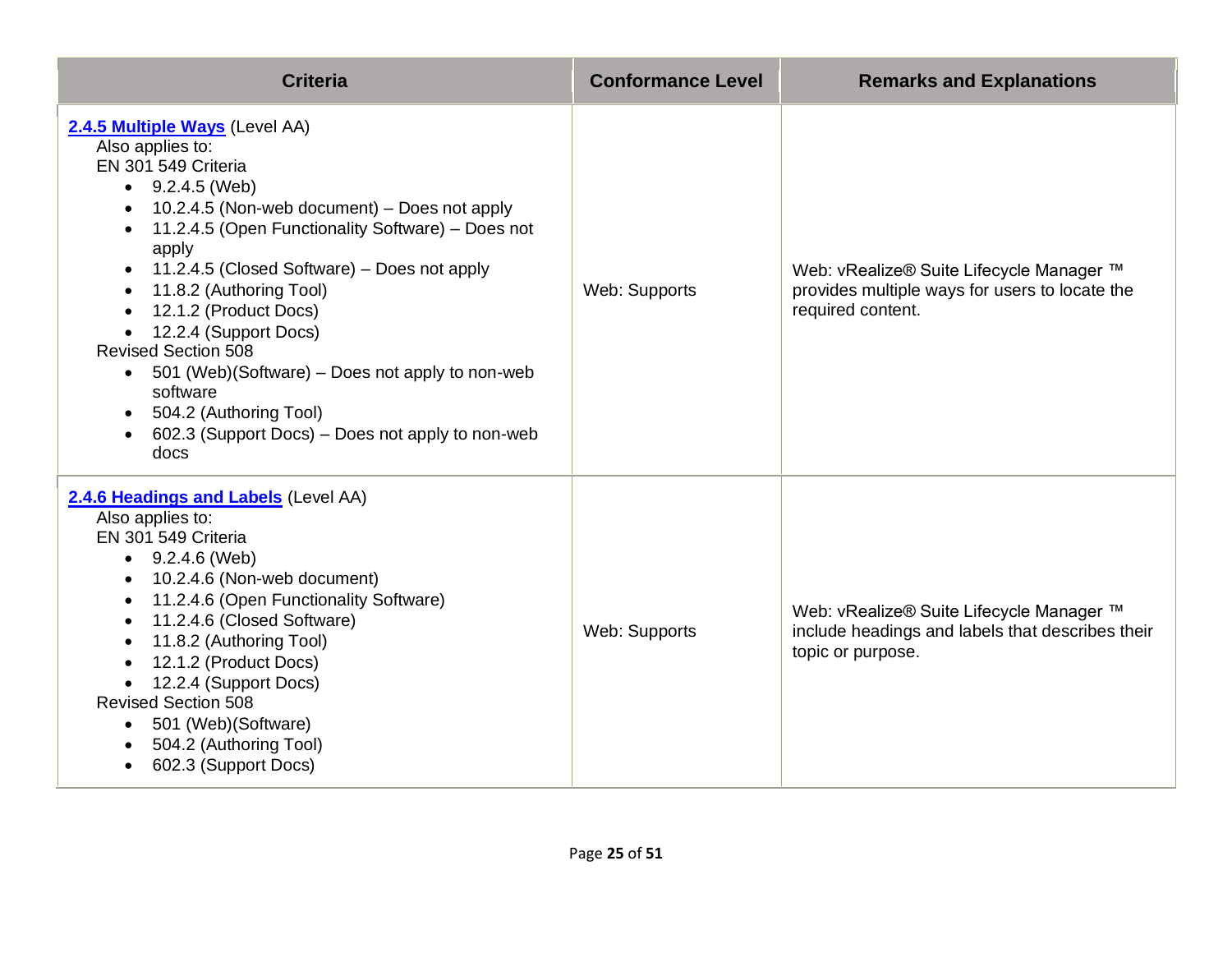| Criteria | Conformance Level | Remarks and Explanations |
|---|---|---|
| **2.4.5 Multiple Ways** (Level AA)<br>Also applies to:<br>EN 301 549 Criteria<br>• 9.2.4.5 (Web)<br>• 10.2.4.5 (Non-web document) – Does not apply<br>• 11.2.4.5 (Open Functionality Software) – Does not apply<br>• 11.2.4.5 (Closed Software) – Does not apply<br>• 11.8.2 (Authoring Tool)<br>• 12.1.2 (Product Docs)<br>• 12.2.4 (Support Docs)<br>Revised Section 508<br>• 501 (Web)(Software) – Does not apply to non-web software<br>• 504.2 (Authoring Tool)<br>• 602.3 (Support Docs) – Does not apply to non-web docs | Web: Supports | Web: vRealize® Suite Lifecycle Manager ™ provides multiple ways for users to locate the required content. |
| **2.4.6 Headings and Labels** (Level AA)<br>Also applies to:<br>EN 301 549 Criteria<br>• 9.2.4.6 (Web)<br>• 10.2.4.6 (Non-web document)<br>• 11.2.4.6 (Open Functionality Software)<br>• 11.2.4.6 (Closed Software)<br>• 11.8.2 (Authoring Tool)<br>• 12.1.2 (Product Docs)<br>• 12.2.4 (Support Docs)<br>Revised Section 508<br>• 501 (Web)(Software)<br>• 504.2 (Authoring Tool)<br>• 602.3 (Support Docs) | Web: Supports | Web: vRealize® Suite Lifecycle Manager ™ include headings and labels that describes their topic or purpose. |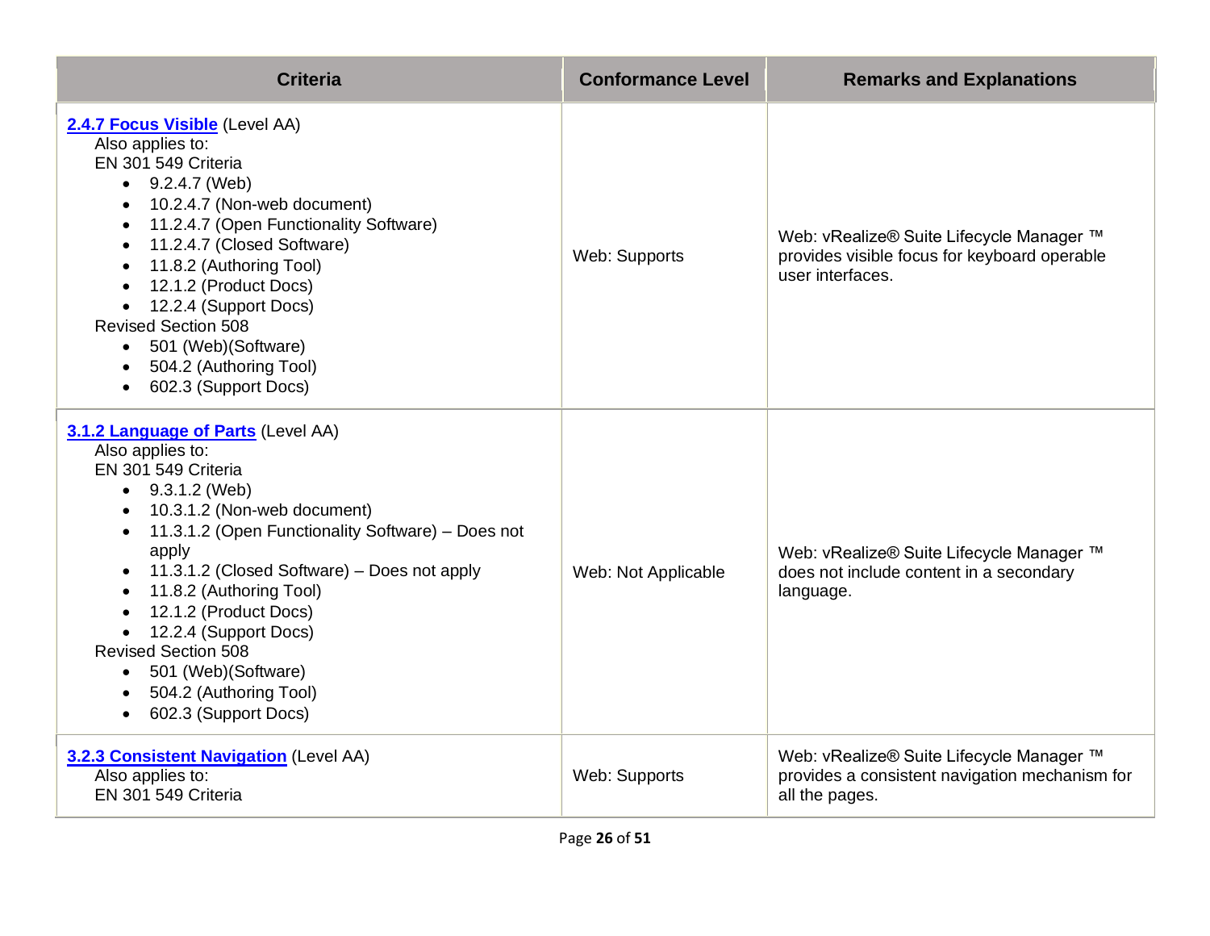| Criteria | Conformance Level | Remarks and Explanations |
|---|---|---|
| **2.4.7 Focus Visible** (Level AA)<br>Also applies to:<br>EN 301 549 Criteria<br>• 9.2.4.7 (Web)<br>• 10.2.4.7 (Non-web document)<br>• 11.2.4.7 (Open Functionality Software)<br>• 11.2.4.7 (Closed Software)<br>• 11.8.2 (Authoring Tool)<br>• 12.1.2 (Product Docs)<br>• 12.2.4 (Support Docs)<br>Revised Section 508<br>• 501 (Web)(Software)<br>• 504.2 (Authoring Tool)<br>• 602.3 (Support Docs) | Web: Supports | Web: vRealize® Suite Lifecycle Manager ™ provides visible focus for keyboard operable user interfaces. |
| **3.1.2 Language of Parts** (Level AA)<br>Also applies to:<br>EN 301 549 Criteria<br>• 9.3.1.2 (Web)<br>• 10.3.1.2 (Non-web document)<br>• 11.3.1.2 (Open Functionality Software) – Does not apply<br>• 11.3.1.2 (Closed Software) – Does not apply<br>• 11.8.2 (Authoring Tool)<br>• 12.1.2 (Product Docs)<br>• 12.2.4 (Support Docs)<br>Revised Section 508<br>• 501 (Web)(Software)<br>• 504.2 (Authoring Tool)<br>• 602.3 (Support Docs) | Web: Not Applicable | Web: vRealize® Suite Lifecycle Manager ™ does not include content in a secondary language. |
| **3.2.3 Consistent Navigation** (Level AA)<br>Also applies to:<br>EN 301 549 Criteria | Web: Supports | Web: vRealize® Suite Lifecycle Manager ™ provides a consistent navigation mechanism for all the pages. |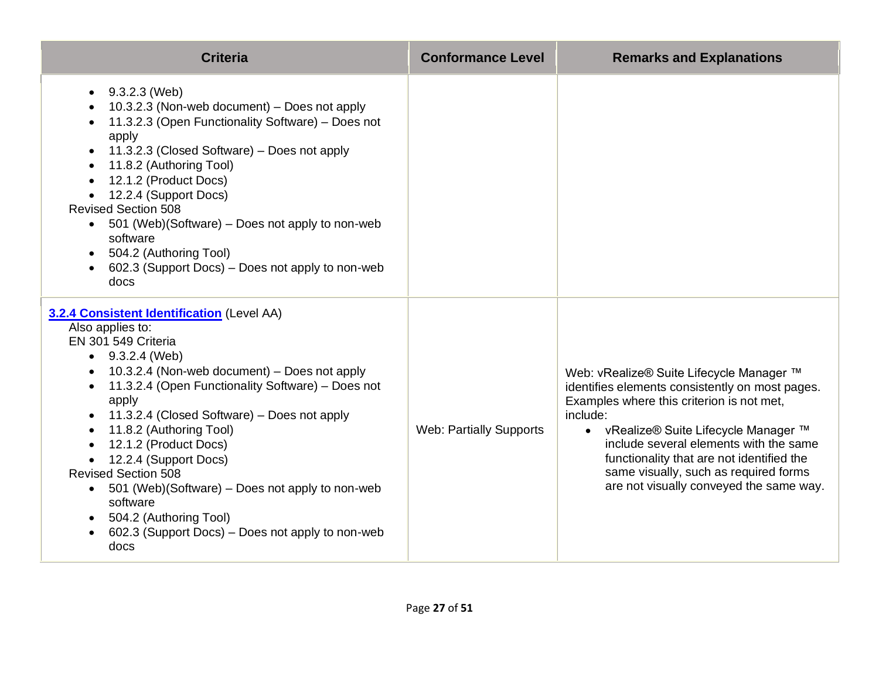| Criteria | Conformance Level | Remarks and Explanations |
|---|---|---|
| <ul><li>9.3.2.3 (Web)</li><li>10.3.2.3 (Non-web document) – Does not apply</li><li>11.3.2.3 (Open Functionality Software) – Does not apply</li><li>11.3.2.3 (Closed Software) – Does not apply</li><li>11.8.2 (Authoring Tool)</li><li>12.1.2 (Product Docs)</li><li>12.2.4 (Support Docs)</li></ul>Revised Section 508<ul><li>501 (Web)(Software) – Does not apply to non-web software</li><li>504.2 (Authoring Tool)</li><li>602.3 (Support Docs) – Does not apply to non-web docs</li></ul> | | |
| **3.2.4 Consistent Identification** (Level AA)<br>Also applies to:<br>EN 301 549 Criteria<ul><li>9.3.2.4 (Web)</li><li>10.3.2.4 (Non-web document) – Does not apply</li><li>11.3.2.4 (Open Functionality Software) – Does not apply</li><li>11.3.2.4 (Closed Software) – Does not apply</li><li>11.8.2 (Authoring Tool)</li><li>12.1.2 (Product Docs)</li><li>12.2.4 (Support Docs)</li></ul>Revised Section 508<ul><li>501 (Web)(Software) – Does not apply to non-web software</li><li>504.2 (Authoring Tool)</li><li>602.3 (Support Docs) – Does not apply to non-web docs</li></ul> | Web: Partially Supports | Web: vRealize® Suite Lifecycle Manager ™ identifies elements consistently on most pages. Examples where this criterion is not met, include:<ul><li>vRealize® Suite Lifecycle Manager ™ include several elements with the same functionality that are not identified the same visually, such as required forms are not visually conveyed the same way.</li></ul> |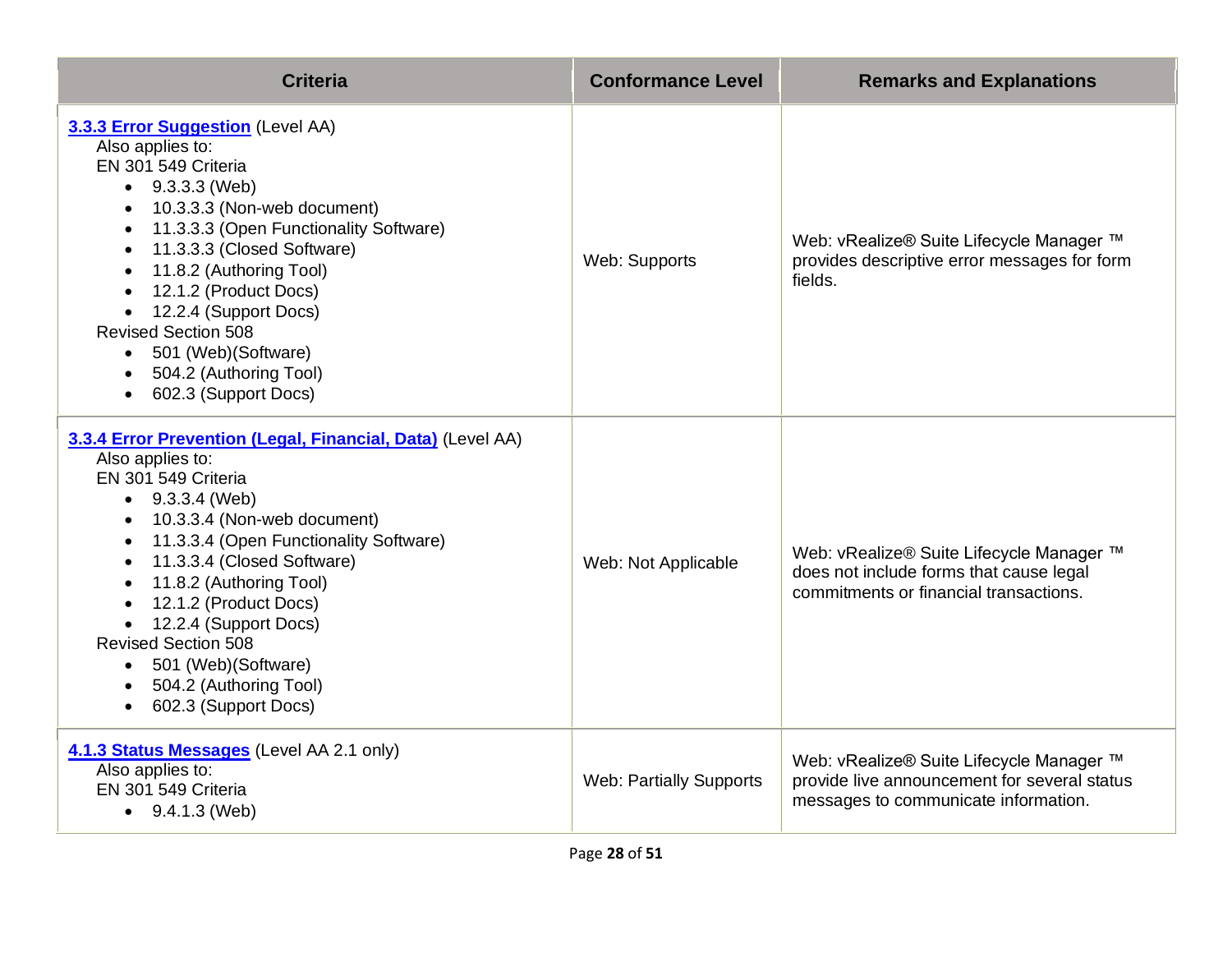| Criteria | Conformance Level | Remarks and Explanations |
| --- | --- | --- |
| **3.3.3 Error Suggestion** (Level AA)<br>Also applies to:<br>EN 301 549 Criteria<br>• 9.3.3.3 (Web)<br>• 10.3.3.3 (Non-web document)<br>• 11.3.3.3 (Open Functionality Software)<br>• 11.3.3.3 (Closed Software)<br>• 11.8.2 (Authoring Tool)<br>• 12.1.2 (Product Docs)<br>• 12.2.4 (Support Docs)<br>Revised Section 508<br>• 501 (Web)(Software)<br>• 504.2 (Authoring Tool)<br>• 602.3 (Support Docs) | Web: Supports | Web: vRealize® Suite Lifecycle Manager ™ provides descriptive error messages for form fields. |
| **3.3.4 Error Prevention (Legal, Financial, Data)** (Level AA)<br>Also applies to:<br>EN 301 549 Criteria<br>• 9.3.3.4 (Web)<br>• 10.3.3.4 (Non-web document)<br>• 11.3.3.4 (Open Functionality Software)<br>• 11.3.3.4 (Closed Software)<br>• 11.8.2 (Authoring Tool)<br>• 12.1.2 (Product Docs)<br>• 12.2.4 (Support Docs)<br>Revised Section 508<br>• 501 (Web)(Software)<br>• 504.2 (Authoring Tool)<br>• 602.3 (Support Docs) | Web: Not Applicable | Web: vRealize® Suite Lifecycle Manager ™ does not include forms that cause legal commitments or financial transactions. |
| **4.1.3 Status Messages** (Level AA 2.1 only)<br>Also applies to:<br>EN 301 549 Criteria<br>• 9.4.1.3 (Web) | Web: Partially Supports | Web: vRealize® Suite Lifecycle Manager ™ provide live announcement for several status messages to communicate information. |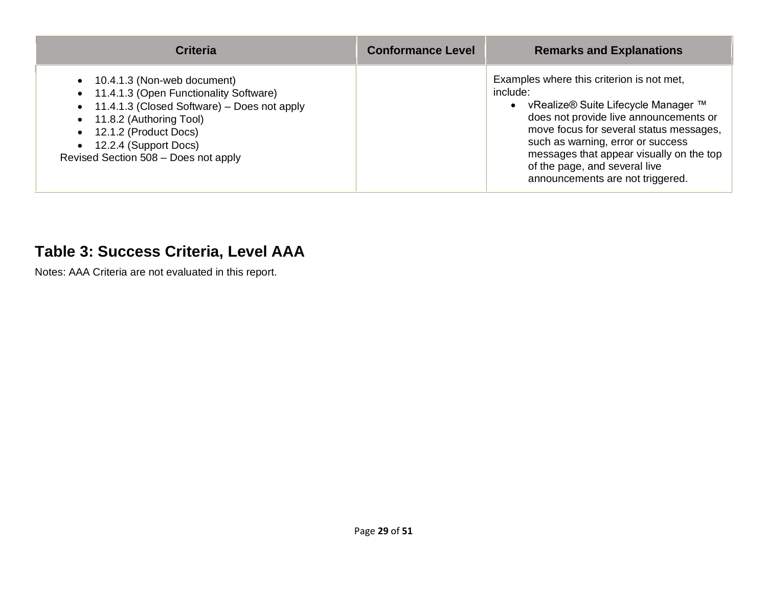| Criteria | Conformance Level | Remarks and Explanations |
|---|---|---|
| • 10.4.1.3 (Non-web document)<br>• 11.4.1.3 (Open Functionality Software)<br>• 11.4.1.3 (Closed Software) – Does not apply<br>• 11.8.2 (Authoring Tool)<br>• 12.1.2 (Product Docs)<br>• 12.2.4 (Support Docs)<br>Revised Section 508 – Does not apply | | Examples where this criterion is not met, include:<br>• vRealize® Suite Lifecycle Manager ™ does not provide live announcements or move focus for several status messages, such as warning, error or success messages that appear visually on the top of the page, and several live announcements are not triggered. |

## Table 3: Success Criteria, Level AAA

Notes: AAA Criteria are not evaluated in this report.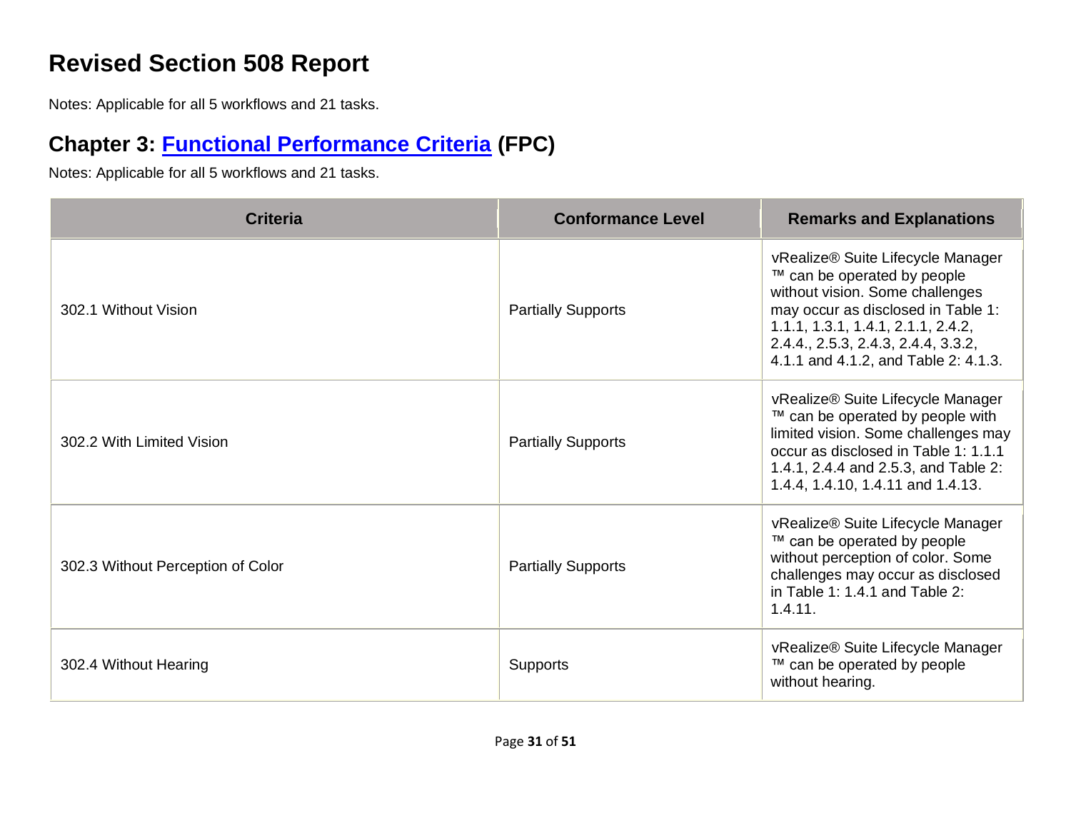# Revised Section 508 Report

Notes: Applicable for all 5 workflows and 21 tasks.

## Chapter 3: [Functional Performance Criteria](#) (FPC)

Notes: Applicable for all 5 workflows and 21 tasks.

| Criteria | Conformance Level | Remarks and Explanations |
| --- | --- | --- |
| 302.1 Without Vision | Partially Supports | vRealize® Suite Lifecycle Manager ™ can be operated by people without vision. Some challenges may occur as disclosed in Table 1: 1.1.1, 1.3.1, 1.4.1, 2.1.1, 2.4.2, 2.4.4., 2.5.3, 2.4.3, 2.4.4, 3.3.2, 4.1.1 and 4.1.2, and Table 2: 4.1.3. |
| 302.2 With Limited Vision | Partially Supports | vRealize® Suite Lifecycle Manager ™ can be operated by people with limited vision. Some challenges may occur as disclosed in Table 1: 1.1.1 1.4.1, 2.4.4 and 2.5.3, and Table 2: 1.4.4, 1.4.10, 1.4.11 and 1.4.13. |
| 302.3 Without Perception of Color | Partially Supports | vRealize® Suite Lifecycle Manager ™ can be operated by people without perception of color. Some challenges may occur as disclosed in Table 1: 1.4.1 and Table 2: 1.4.11. |
| 302.4 Without Hearing | Supports | vRealize® Suite Lifecycle Manager ™ can be operated by people without hearing. |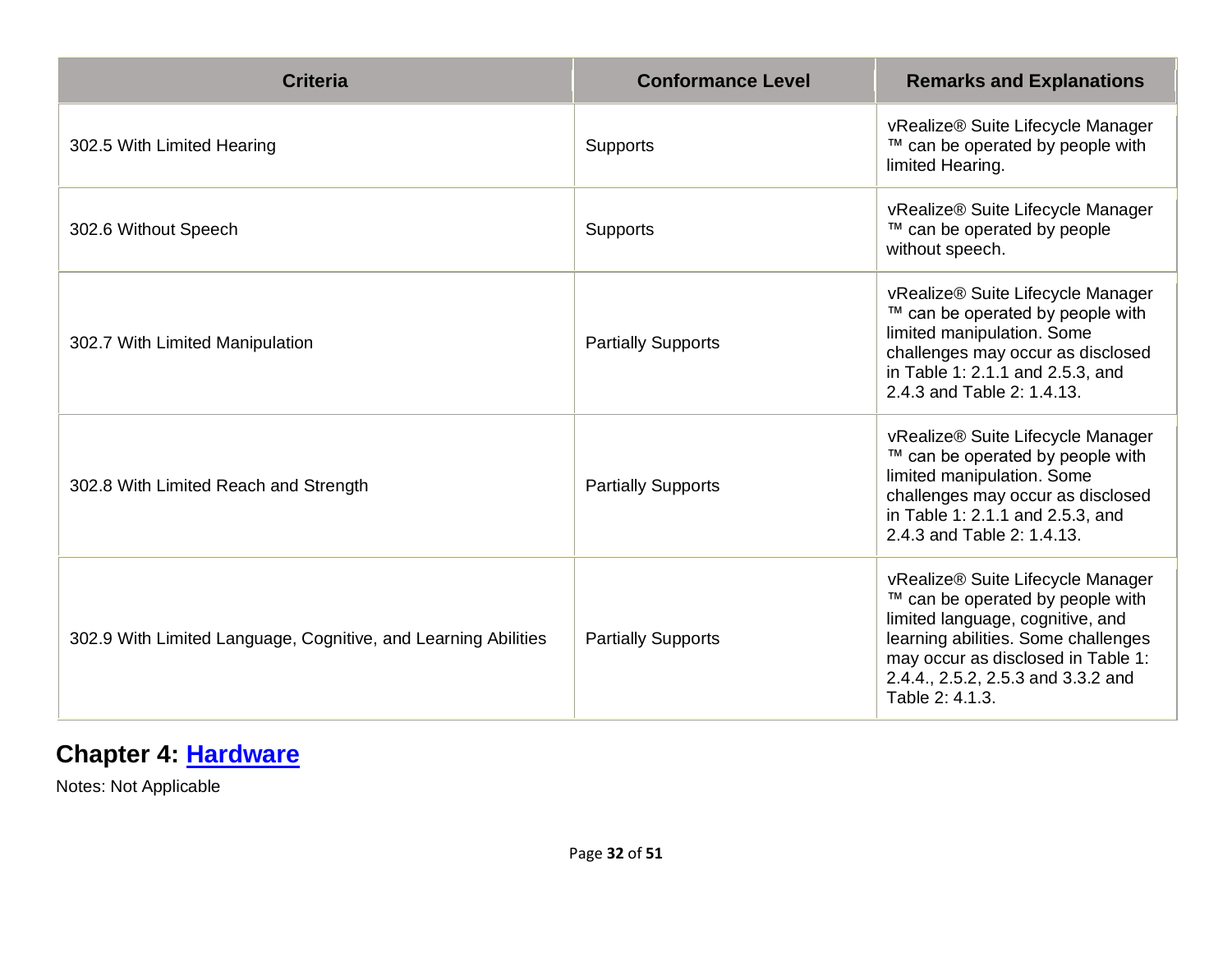| Criteria | Conformance Level | Remarks and Explanations |
| --- | --- | --- |
| 302.5 With Limited Hearing | Supports | vRealize® Suite Lifecycle Manager ™ can be operated by people with limited Hearing. |
| 302.6 Without Speech | Supports | vRealize® Suite Lifecycle Manager ™ can be operated by people without speech. |
| 302.7 With Limited Manipulation | Partially Supports | vRealize® Suite Lifecycle Manager ™ can be operated by people with limited manipulation. Some challenges may occur as disclosed in Table 1: 2.1.1 and 2.5.3, and 2.4.3 and Table 2: 1.4.13. |
| 302.8 With Limited Reach and Strength | Partially Supports | vRealize® Suite Lifecycle Manager ™ can be operated by people with limited manipulation. Some challenges may occur as disclosed in Table 1: 2.1.1 and 2.5.3, and 2.4.3 and Table 2: 1.4.13. |
| 302.9 With Limited Language, Cognitive, and Learning Abilities | Partially Supports | vRealize® Suite Lifecycle Manager ™ can be operated by people with limited language, cognitive, and learning abilities. Some challenges may occur as disclosed in Table 1: 2.4.4., 2.5.2, 2.5.3 and 3.3.2 and Table 2: 4.1.3. |

## Chapter 4: Hardware

Notes: Not Applicable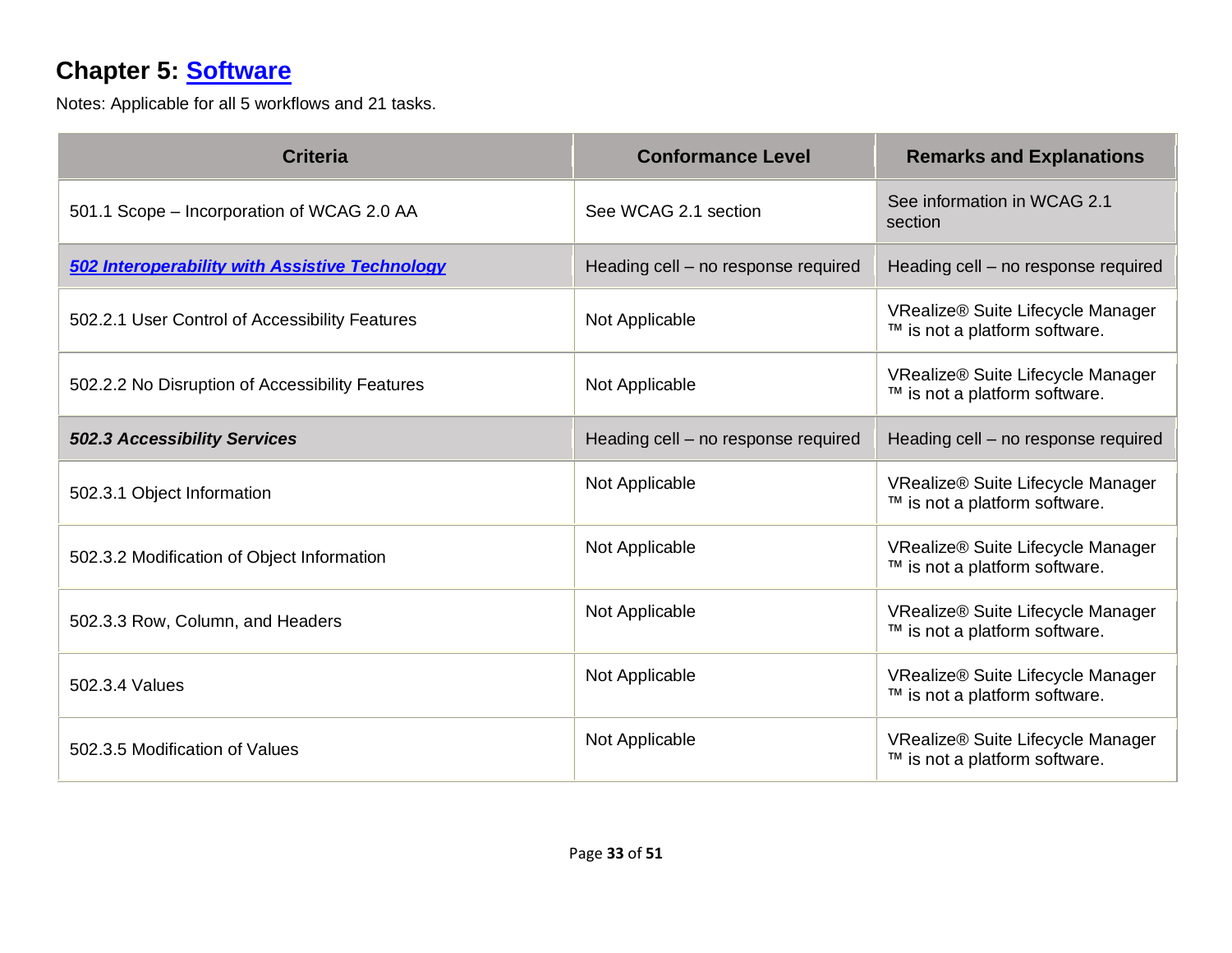## Chapter 5: Software

Notes: Applicable for all 5 workflows and 21 tasks.

| Criteria | Conformance Level | Remarks and Explanations |
|---|---|---|
| 501.1 Scope – Incorporation of WCAG 2.0 AA | See WCAG 2.1 section | See information in WCAG 2.1 section |
| ***502 Interoperability with Assistive Technology*** | Heading cell – no response required | Heading cell – no response required |
| 502.2.1 User Control of Accessibility Features | Not Applicable | VRealize® Suite Lifecycle Manager ™ is not a platform software. |
| 502.2.2 No Disruption of Accessibility Features | Not Applicable | VRealize® Suite Lifecycle Manager ™ is not a platform software. |
| ***502.3 Accessibility Services*** | Heading cell – no response required | Heading cell – no response required |
| 502.3.1 Object Information | Not Applicable | VRealize® Suite Lifecycle Manager ™ is not a platform software. |
| 502.3.2 Modification of Object Information | Not Applicable | VRealize® Suite Lifecycle Manager ™ is not a platform software. |
| 502.3.3 Row, Column, and Headers | Not Applicable | VRealize® Suite Lifecycle Manager ™ is not a platform software. |
| 502.3.4 Values | Not Applicable | VRealize® Suite Lifecycle Manager ™ is not a platform software. |
| 502.3.5 Modification of Values | Not Applicable | VRealize® Suite Lifecycle Manager ™ is not a platform software. |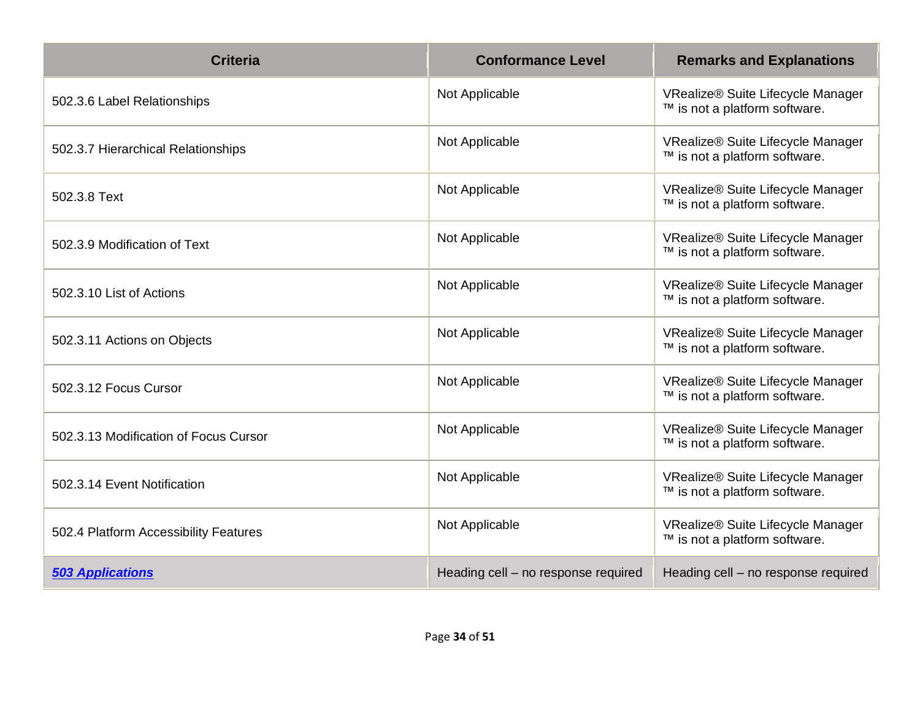| Criteria | Conformance Level | Remarks and Explanations |
|---|---|---|
| 502.3.6 Label Relationships | Not Applicable | VRealize® Suite Lifecycle Manager ™ is not a platform software. |
| 502.3.7 Hierarchical Relationships | Not Applicable | VRealize® Suite Lifecycle Manager ™ is not a platform software. |
| 502.3.8 Text | Not Applicable | VRealize® Suite Lifecycle Manager ™ is not a platform software. |
| 502.3.9 Modification of Text | Not Applicable | VRealize® Suite Lifecycle Manager ™ is not a platform software. |
| 502.3.10 List of Actions | Not Applicable | VRealize® Suite Lifecycle Manager ™ is not a platform software. |
| 502.3.11 Actions on Objects | Not Applicable | VRealize® Suite Lifecycle Manager ™ is not a platform software. |
| 502.3.12 Focus Cursor | Not Applicable | VRealize® Suite Lifecycle Manager ™ is not a platform software. |
| 502.3.13 Modification of Focus Cursor | Not Applicable | VRealize® Suite Lifecycle Manager ™ is not a platform software. |
| 502.3.14 Event Notification | Not Applicable | VRealize® Suite Lifecycle Manager ™ is not a platform software. |
| 502.4 Platform Accessibility Features | Not Applicable | VRealize® Suite Lifecycle Manager ™ is not a platform software. |
| ***503 Applications*** | Heading cell – no response required | Heading cell – no response required |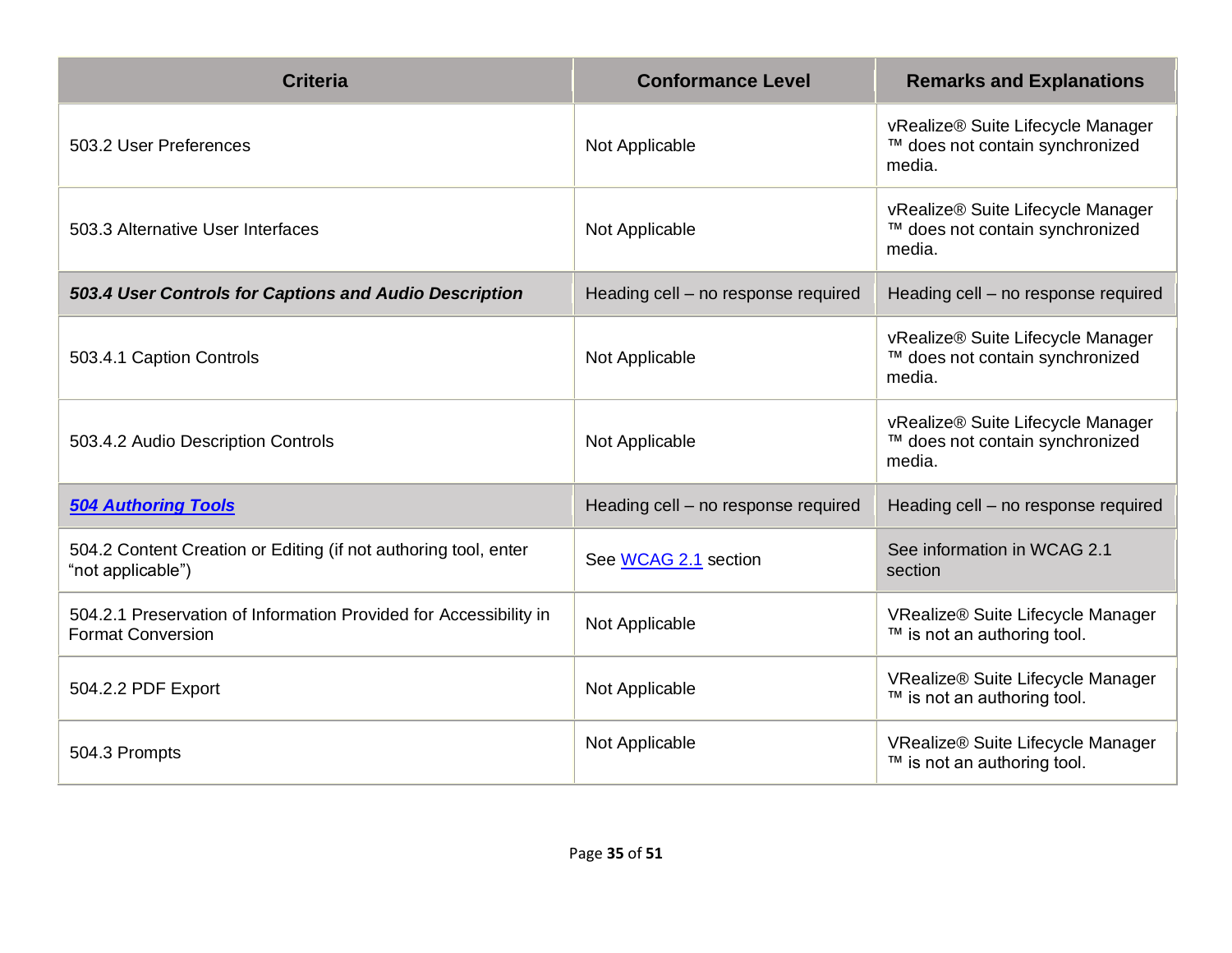| Criteria | Conformance Level | Remarks and Explanations |
| --- | --- | --- |
| 503.2 User Preferences | Not Applicable | vRealize® Suite Lifecycle Manager ™ does not contain synchronized media. |
| 503.3 Alternative User Interfaces | Not Applicable | vRealize® Suite Lifecycle Manager ™ does not contain synchronized media. |
| ***503.4 User Controls for Captions and Audio Description*** | Heading cell – no response required | Heading cell – no response required |
| 503.4.1 Caption Controls | Not Applicable | vRealize® Suite Lifecycle Manager ™ does not contain synchronized media. |
| 503.4.2 Audio Description Controls | Not Applicable | vRealize® Suite Lifecycle Manager ™ does not contain synchronized media. |
| ***504 Authoring Tools*** | Heading cell – no response required | Heading cell – no response required |
| 504.2 Content Creation or Editing (if not authoring tool, enter “not applicable”) | See WCAG 2.1 section | See information in WCAG 2.1 section |
| 504.2.1 Preservation of Information Provided for Accessibility in Format Conversion | Not Applicable | VRealize® Suite Lifecycle Manager ™ is not an authoring tool. |
| 504.2.2 PDF Export | Not Applicable | VRealize® Suite Lifecycle Manager ™ is not an authoring tool. |
| 504.3 Prompts | Not Applicable | VRealize® Suite Lifecycle Manager ™ is not an authoring tool. |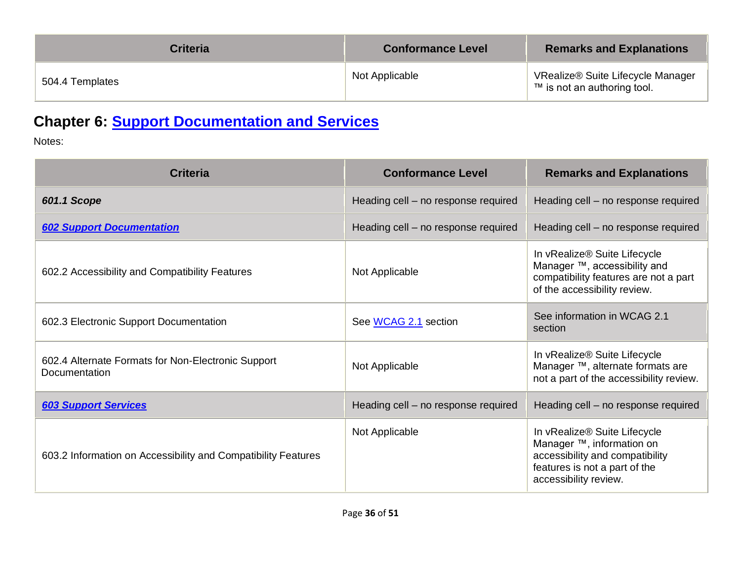| Criteria | Conformance Level | Remarks and Explanations |
|---|---|---|
| 504.4 Templates | Not Applicable | VRealize® Suite Lifecycle Manager ™ is not an authoring tool. |

## Chapter 6: Support Documentation and Services

Notes:

| Criteria | Conformance Level | Remarks and Explanations |
|---|---|---|
| ***601.1 Scope*** | Heading cell – no response required | Heading cell – no response required |
| ***602 Support Documentation*** | Heading cell – no response required | Heading cell – no response required |
| 602.2 Accessibility and Compatibility Features | Not Applicable | In vRealize® Suite Lifecycle Manager ™, accessibility and compatibility features are not a part of the accessibility review. |
| 602.3 Electronic Support Documentation | See WCAG 2.1 section | See information in WCAG 2.1 section |
| 602.4 Alternate Formats for Non-Electronic Support Documentation | Not Applicable | In vRealize® Suite Lifecycle Manager ™, alternate formats are not a part of the accessibility review. |
| ***603 Support Services*** | Heading cell – no response required | Heading cell – no response required |
| 603.2 Information on Accessibility and Compatibility Features | Not Applicable | In vRealize® Suite Lifecycle Manager ™, information on accessibility and compatibility features is not a part of the accessibility review. |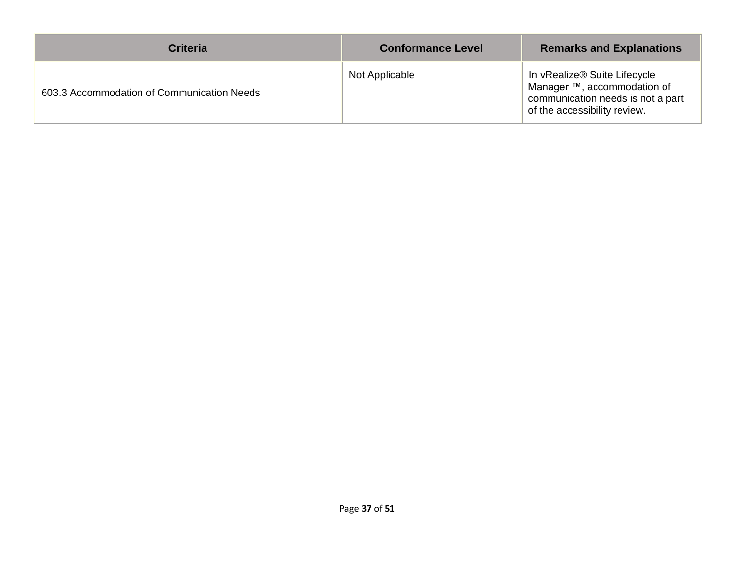| Criteria | Conformance Level | Remarks and Explanations |
| --- | --- | --- |
| 603.3 Accommodation of Communication Needs | Not Applicable | In vRealize® Suite Lifecycle Manager ™, accommodation of communication needs is not a part of the accessibility review. |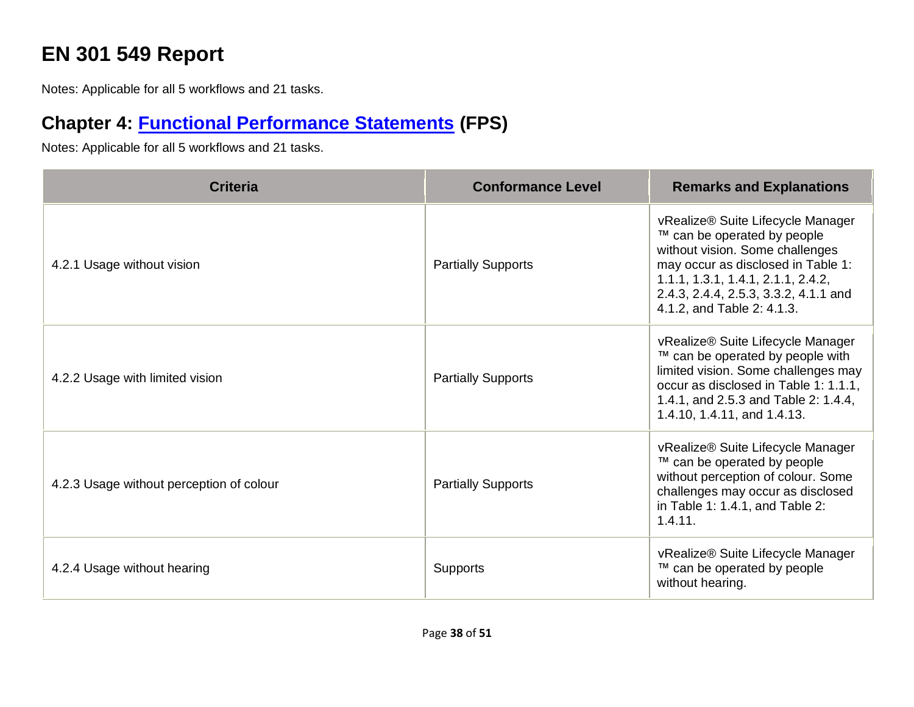# EN 301 549 Report

Notes: Applicable for all 5 workflows and 21 tasks.

## Chapter 4: Functional Performance Statements (FPS)

Notes: Applicable for all 5 workflows and 21 tasks.

| Criteria | Conformance Level | Remarks and Explanations |
| --- | --- | --- |
| 4.2.1 Usage without vision | Partially Supports | vRealize® Suite Lifecycle Manager ™ can be operated by people without vision. Some challenges may occur as disclosed in Table 1: 1.1.1, 1.3.1, 1.4.1, 2.1.1, 2.4.2, 2.4.3, 2.4.4, 2.5.3, 3.3.2, 4.1.1 and 4.1.2, and Table 2: 4.1.3. |
| 4.2.2 Usage with limited vision | Partially Supports | vRealize® Suite Lifecycle Manager ™ can be operated by people with limited vision. Some challenges may occur as disclosed in Table 1: 1.1.1, 1.4.1, and 2.5.3 and Table 2: 1.4.4, 1.4.10, 1.4.11, and 1.4.13. |
| 4.2.3 Usage without perception of colour | Partially Supports | vRealize® Suite Lifecycle Manager ™ can be operated by people without perception of colour. Some challenges may occur as disclosed in Table 1: 1.4.1, and Table 2: 1.4.11. |
| 4.2.4 Usage without hearing | Supports | vRealize® Suite Lifecycle Manager ™ can be operated by people without hearing. |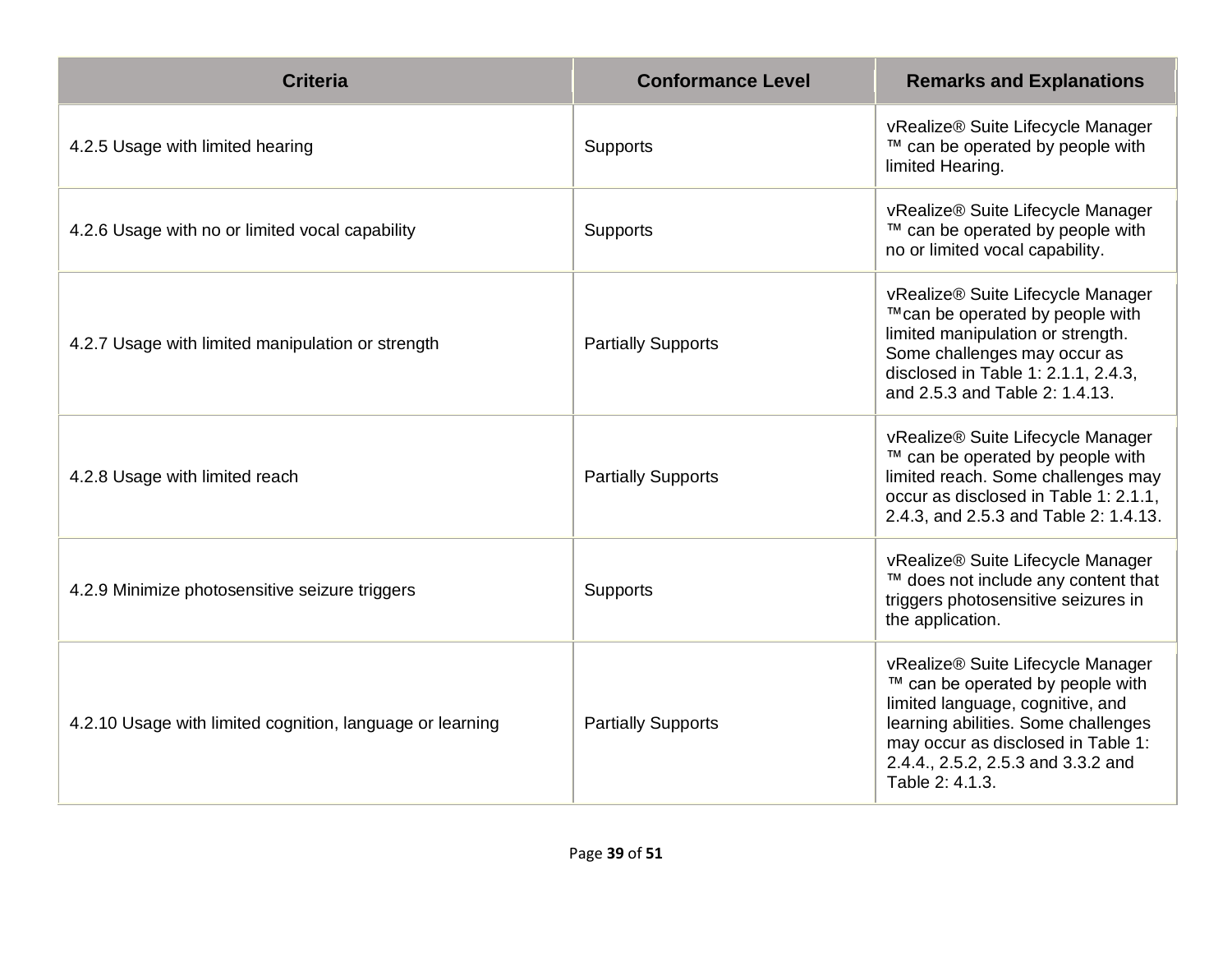| Criteria | Conformance Level | Remarks and Explanations |
|---|---|---|
| 4.2.5 Usage with limited hearing | Supports | vRealize® Suite Lifecycle Manager ™ can be operated by people with limited Hearing. |
| 4.2.6 Usage with no or limited vocal capability | Supports | vRealize® Suite Lifecycle Manager ™ can be operated by people with no or limited vocal capability. |
| 4.2.7 Usage with limited manipulation or strength | Partially Supports | vRealize® Suite Lifecycle Manager ™can be operated by people with limited manipulation or strength. Some challenges may occur as disclosed in Table 1: 2.1.1, 2.4.3, and 2.5.3 and Table 2: 1.4.13. |
| 4.2.8 Usage with limited reach | Partially Supports | vRealize® Suite Lifecycle Manager ™ can be operated by people with limited reach. Some challenges may occur as disclosed in Table 1: 2.1.1, 2.4.3, and 2.5.3 and Table 2: 1.4.13. |
| 4.2.9 Minimize photosensitive seizure triggers | Supports | vRealize® Suite Lifecycle Manager ™ does not include any content that triggers photosensitive seizures in the application. |
| 4.2.10 Usage with limited cognition, language or learning | Partially Supports | vRealize® Suite Lifecycle Manager ™ can be operated by people with limited language, cognitive, and learning abilities. Some challenges may occur as disclosed in Table 1: 2.4.4., 2.5.2, 2.5.3 and 3.3.2 and Table 2: 4.1.3. |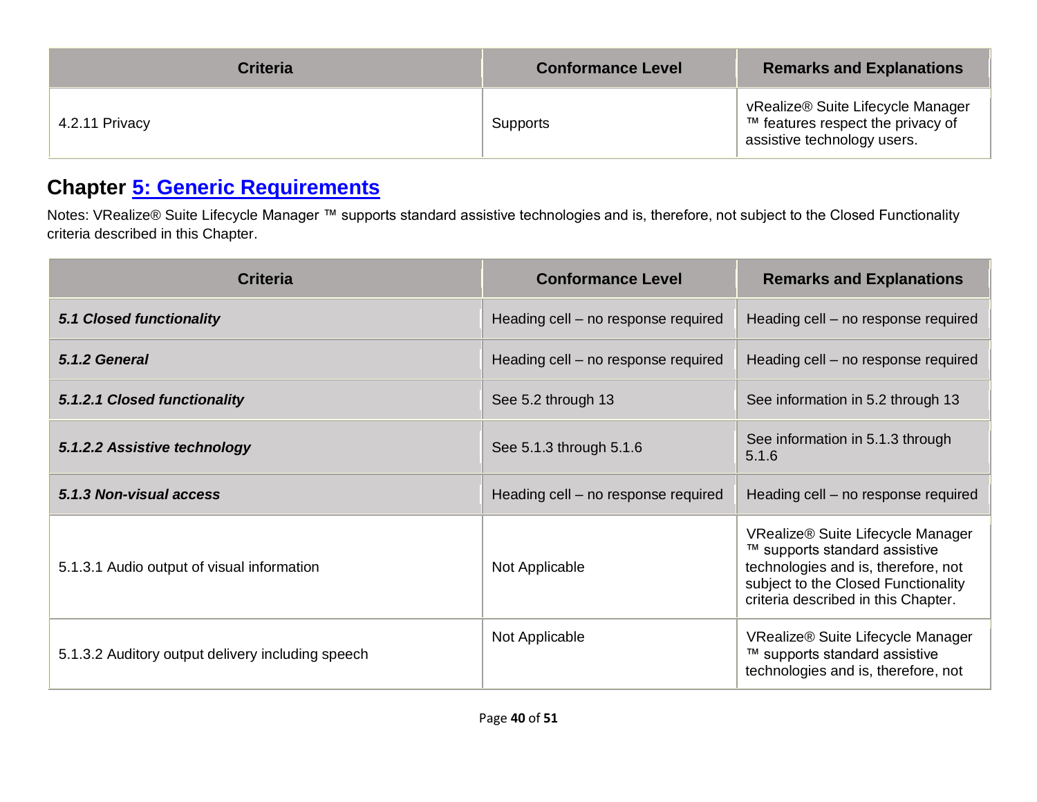| Criteria | Conformance Level | Remarks and Explanations |
|---|---|---|
| 4.2.11 Privacy | Supports | vRealize® Suite Lifecycle Manager ™ features respect the privacy of assistive technology users. |

## Chapter [5: Generic Requirements]

Notes: VRealize® Suite Lifecycle Manager ™ supports standard assistive technologies and is, therefore, not subject to the Closed Functionality criteria described in this Chapter.

| Criteria | Conformance Level | Remarks and Explanations |
|---|---|---|
| ***5.1 Closed functionality*** | Heading cell – no response required | Heading cell – no response required |
| ***5.1.2 General*** | Heading cell – no response required | Heading cell – no response required |
| ***5.1.2.1 Closed functionality*** | See 5.2 through 13 | See information in 5.2 through 13 |
| ***5.1.2.2 Assistive technology*** | See 5.1.3 through 5.1.6 | See information in 5.1.3 through 5.1.6 |
| ***5.1.3 Non-visual access*** | Heading cell – no response required | Heading cell – no response required |
| 5.1.3.1 Audio output of visual information | Not Applicable | VRealize® Suite Lifecycle Manager ™ supports standard assistive technologies and is, therefore, not subject to the Closed Functionality criteria described in this Chapter. |
| 5.1.3.2 Auditory output delivery including speech | Not Applicable | VRealize® Suite Lifecycle Manager ™ supports standard assistive technologies and is, therefore, not |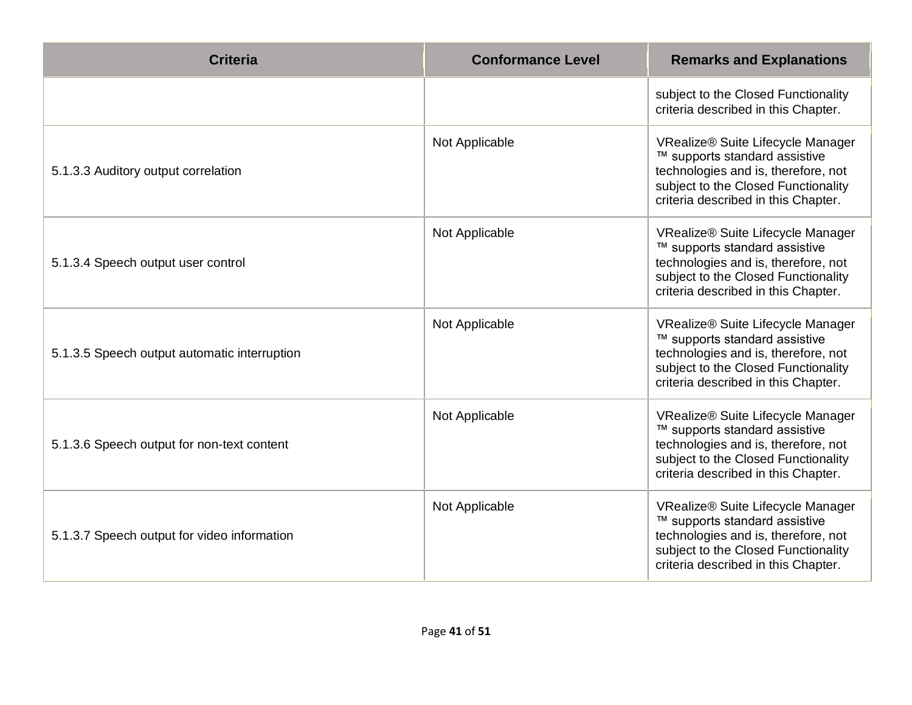| Criteria | Conformance Level | Remarks and Explanations |
| --- | --- | --- |
| | | subject to the Closed Functionality criteria described in this Chapter. |
| 5.1.3.3 Auditory output correlation | Not Applicable | VRealize® Suite Lifecycle Manager ™ supports standard assistive technologies and is, therefore, not subject to the Closed Functionality criteria described in this Chapter. |
| 5.1.3.4 Speech output user control | Not Applicable | VRealize® Suite Lifecycle Manager ™ supports standard assistive technologies and is, therefore, not subject to the Closed Functionality criteria described in this Chapter. |
| 5.1.3.5 Speech output automatic interruption | Not Applicable | VRealize® Suite Lifecycle Manager ™ supports standard assistive technologies and is, therefore, not subject to the Closed Functionality criteria described in this Chapter. |
| 5.1.3.6 Speech output for non-text content | Not Applicable | VRealize® Suite Lifecycle Manager ™ supports standard assistive technologies and is, therefore, not subject to the Closed Functionality criteria described in this Chapter. |
| 5.1.3.7 Speech output for video information | Not Applicable | VRealize® Suite Lifecycle Manager ™ supports standard assistive technologies and is, therefore, not subject to the Closed Functionality criteria described in this Chapter. |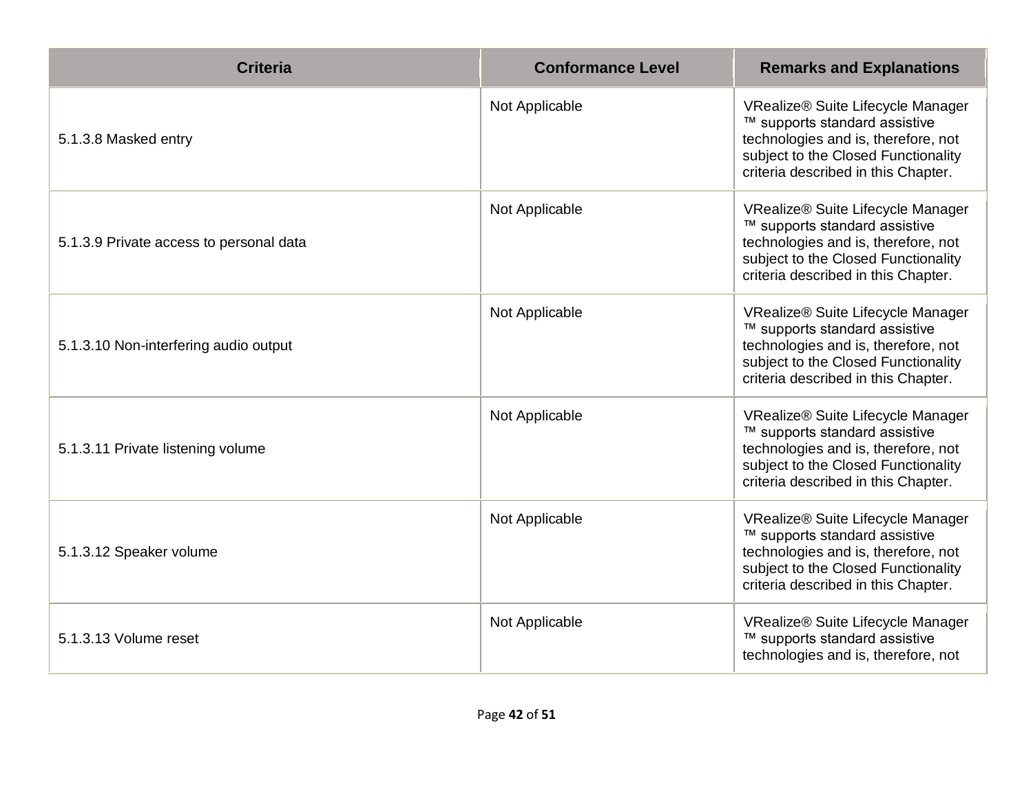| Criteria | Conformance Level | Remarks and Explanations |
|---|---|---|
| 5.1.3.8 Masked entry | Not Applicable | VRealize® Suite Lifecycle Manager ™ supports standard assistive technologies and is, therefore, not subject to the Closed Functionality criteria described in this Chapter. |
| 5.1.3.9 Private access to personal data | Not Applicable | VRealize® Suite Lifecycle Manager ™ supports standard assistive technologies and is, therefore, not subject to the Closed Functionality criteria described in this Chapter. |
| 5.1.3.10 Non-interfering audio output | Not Applicable | VRealize® Suite Lifecycle Manager ™ supports standard assistive technologies and is, therefore, not subject to the Closed Functionality criteria described in this Chapter. |
| 5.1.3.11 Private listening volume | Not Applicable | VRealize® Suite Lifecycle Manager ™ supports standard assistive technologies and is, therefore, not subject to the Closed Functionality criteria described in this Chapter. |
| 5.1.3.12 Speaker volume | Not Applicable | VRealize® Suite Lifecycle Manager ™ supports standard assistive technologies and is, therefore, not subject to the Closed Functionality criteria described in this Chapter. |
| 5.1.3.13 Volume reset | Not Applicable | VRealize® Suite Lifecycle Manager ™ supports standard assistive technologies and is, therefore, not |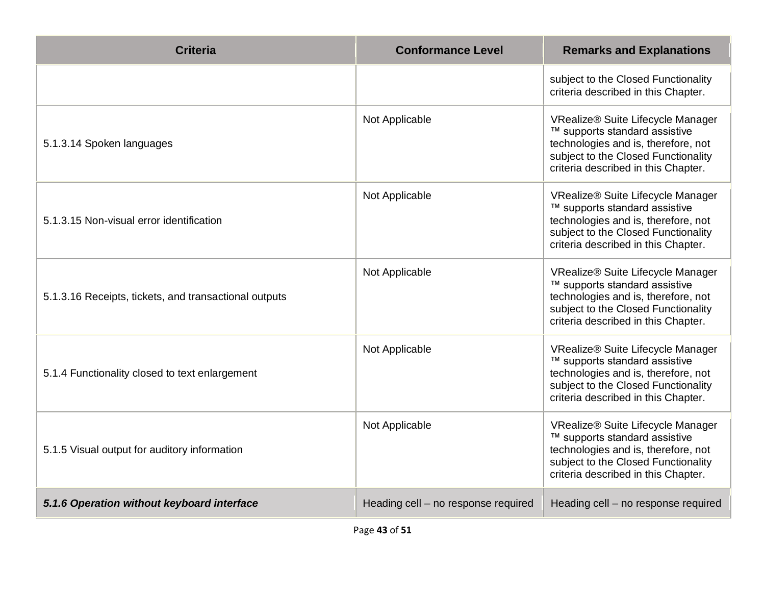| Criteria | Conformance Level | Remarks and Explanations |
|---|---|---|
| | | subject to the Closed Functionality criteria described in this Chapter. |
| 5.1.3.14 Spoken languages | Not Applicable | VRealize® Suite Lifecycle Manager ™ supports standard assistive technologies and is, therefore, not subject to the Closed Functionality criteria described in this Chapter. |
| 5.1.3.15 Non-visual error identification | Not Applicable | VRealize® Suite Lifecycle Manager ™ supports standard assistive technologies and is, therefore, not subject to the Closed Functionality criteria described in this Chapter. |
| 5.1.3.16 Receipts, tickets, and transactional outputs | Not Applicable | VRealize® Suite Lifecycle Manager ™ supports standard assistive technologies and is, therefore, not subject to the Closed Functionality criteria described in this Chapter. |
| 5.1.4 Functionality closed to text enlargement | Not Applicable | VRealize® Suite Lifecycle Manager ™ supports standard assistive technologies and is, therefore, not subject to the Closed Functionality criteria described in this Chapter. |
| 5.1.5 Visual output for auditory information | Not Applicable | VRealize® Suite Lifecycle Manager ™ supports standard assistive technologies and is, therefore, not subject to the Closed Functionality criteria described in this Chapter. |
| ***5.1.6 Operation without keyboard interface*** | Heading cell – no response required | Heading cell – no response required |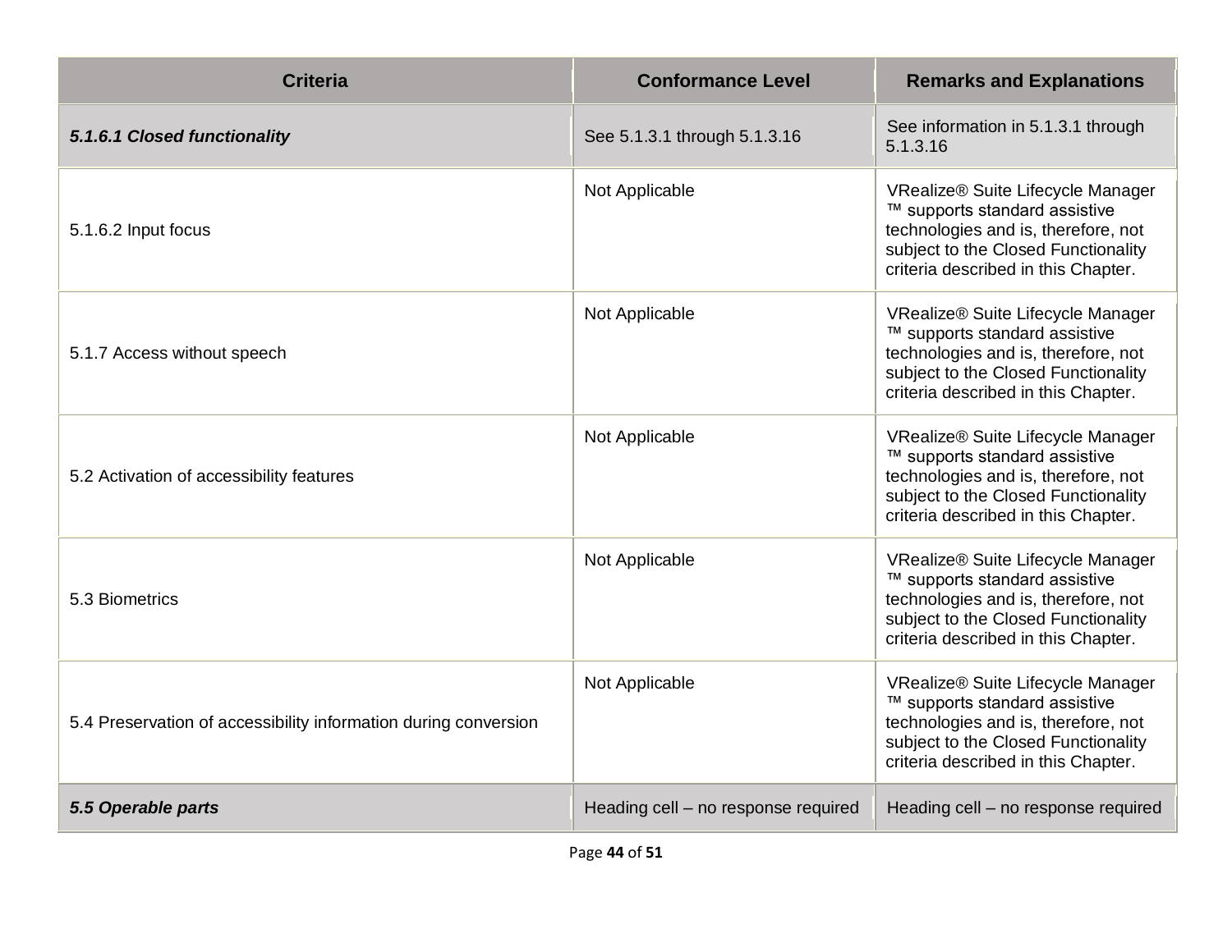| Criteria | Conformance Level | Remarks and Explanations |
| --- | --- | --- |
| ***5.1.6.1 Closed functionality*** | See 5.1.3.1 through 5.1.3.16 | See information in 5.1.3.1 through 5.1.3.16 |
| 5.1.6.2 Input focus | Not Applicable | VRealize® Suite Lifecycle Manager ™ supports standard assistive technologies and is, therefore, not subject to the Closed Functionality criteria described in this Chapter. |
| 5.1.7 Access without speech | Not Applicable | VRealize® Suite Lifecycle Manager ™ supports standard assistive technologies and is, therefore, not subject to the Closed Functionality criteria described in this Chapter. |
| 5.2 Activation of accessibility features | Not Applicable | VRealize® Suite Lifecycle Manager ™ supports standard assistive technologies and is, therefore, not subject to the Closed Functionality criteria described in this Chapter. |
| 5.3 Biometrics | Not Applicable | VRealize® Suite Lifecycle Manager ™ supports standard assistive technologies and is, therefore, not subject to the Closed Functionality criteria described in this Chapter. |
| 5.4 Preservation of accessibility information during conversion | Not Applicable | VRealize® Suite Lifecycle Manager ™ supports standard assistive technologies and is, therefore, not subject to the Closed Functionality criteria described in this Chapter. |
| ***5.5 Operable parts*** | Heading cell – no response required | Heading cell – no response required |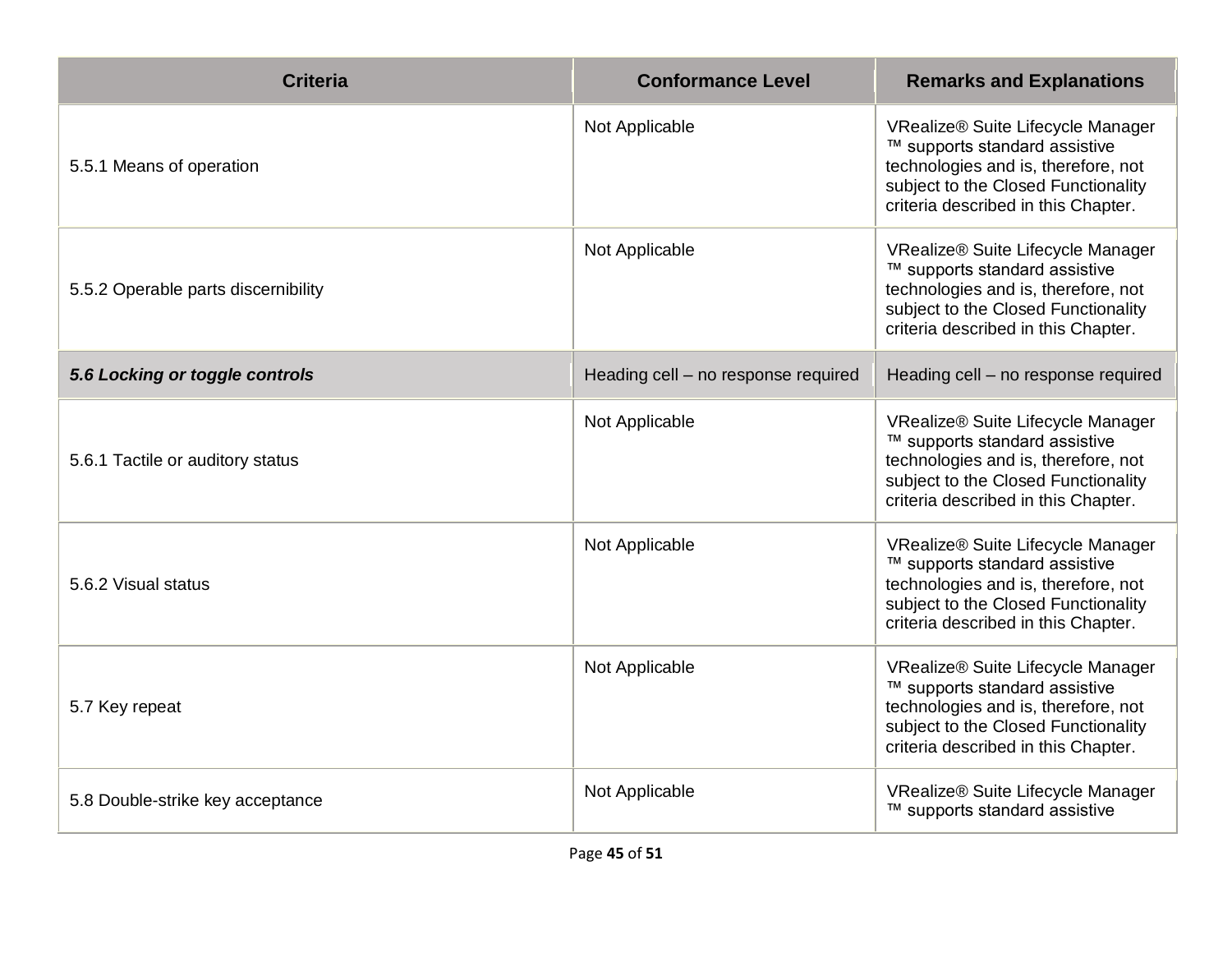| Criteria | Conformance Level | Remarks and Explanations |
|---|---|---|
| 5.5.1 Means of operation | Not Applicable | VRealize® Suite Lifecycle Manager ™ supports standard assistive technologies and is, therefore, not subject to the Closed Functionality criteria described in this Chapter. |
| 5.5.2 Operable parts discernibility | Not Applicable | VRealize® Suite Lifecycle Manager ™ supports standard assistive technologies and is, therefore, not subject to the Closed Functionality criteria described in this Chapter. |
| ***5.6 Locking or toggle controls*** | Heading cell – no response required | Heading cell – no response required |
| 5.6.1 Tactile or auditory status | Not Applicable | VRealize® Suite Lifecycle Manager ™ supports standard assistive technologies and is, therefore, not subject to the Closed Functionality criteria described in this Chapter. |
| 5.6.2 Visual status | Not Applicable | VRealize® Suite Lifecycle Manager ™ supports standard assistive technologies and is, therefore, not subject to the Closed Functionality criteria described in this Chapter. |
| 5.7 Key repeat | Not Applicable | VRealize® Suite Lifecycle Manager ™ supports standard assistive technologies and is, therefore, not subject to the Closed Functionality criteria described in this Chapter. |
| 5.8 Double-strike key acceptance | Not Applicable | VRealize® Suite Lifecycle Manager ™ supports standard assistive |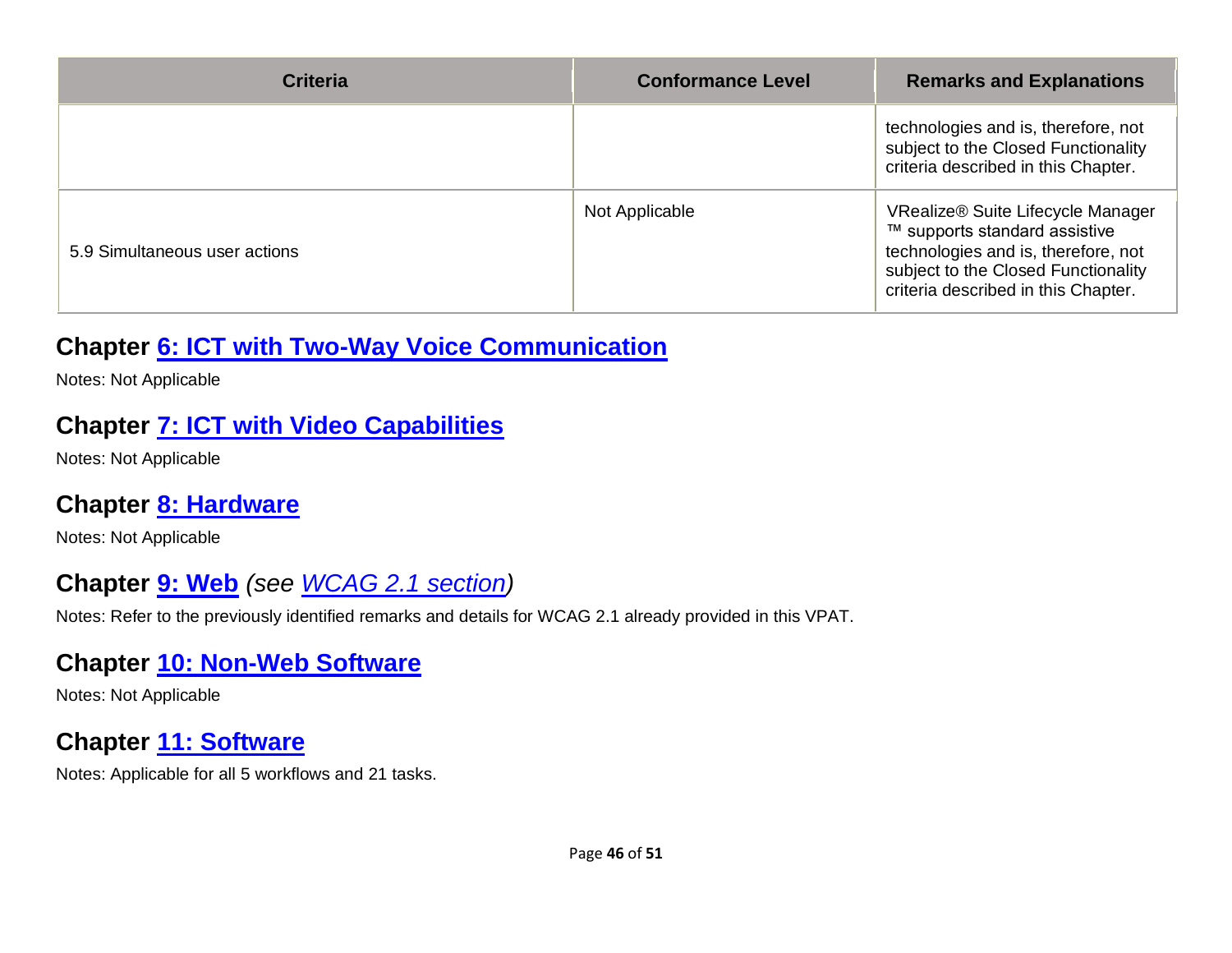| Criteria | Conformance Level | Remarks and Explanations |
|---|---|---|
| | | technologies and is, therefore, not subject to the Closed Functionality criteria described in this Chapter. |
| 5.9 Simultaneous user actions | Not Applicable | VRealize® Suite Lifecycle Manager ™ supports standard assistive technologies and is, therefore, not subject to the Closed Functionality criteria described in this Chapter. |

## Chapter [6: ICT with Two-Way Voice Communication]

Notes: Not Applicable

## Chapter [7: ICT with Video Capabilities]

Notes: Not Applicable

## Chapter [8: Hardware]

Notes: Not Applicable

## Chapter [9: Web] *(see [WCAG 2.1 section])*

Notes: Refer to the previously identified remarks and details for WCAG 2.1 already provided in this VPAT.

## Chapter [10: Non-Web Software]

Notes: Not Applicable

## Chapter [11: Software]

Notes: Applicable for all 5 workflows and 21 tasks.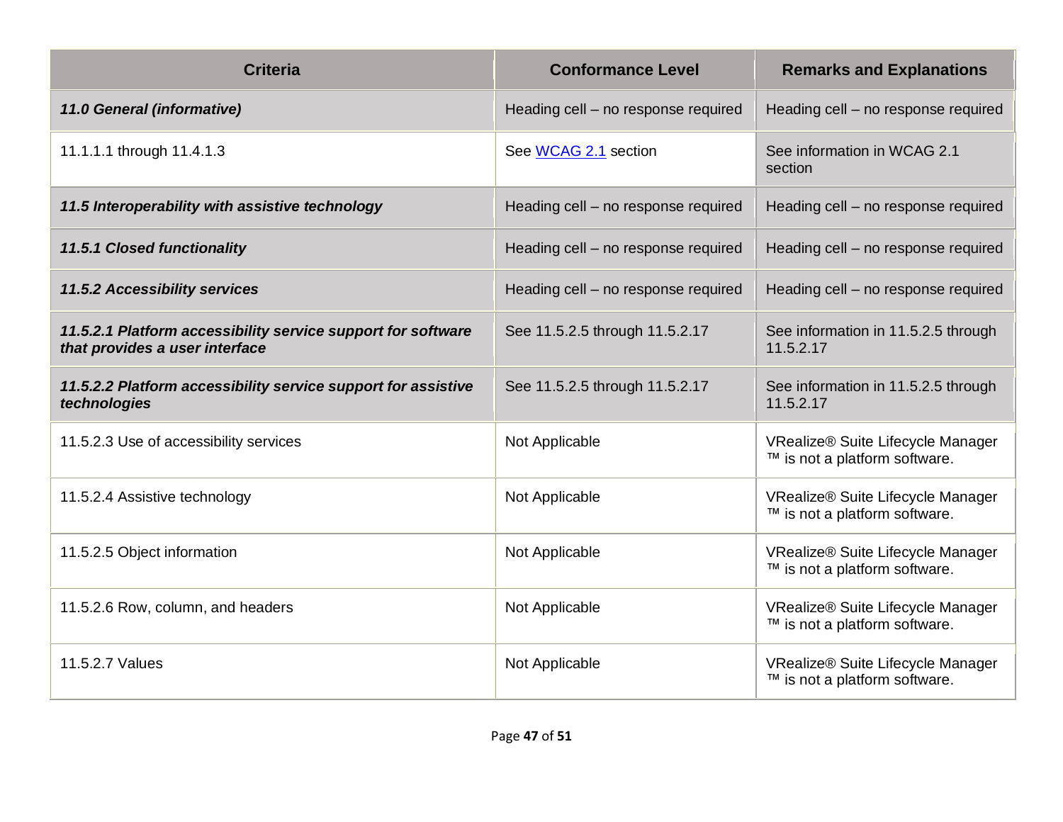| Criteria | Conformance Level | Remarks and Explanations |
| --- | --- | --- |
| ***11.0 General (informative)*** | Heading cell – no response required | Heading cell – no response required |
| 11.1.1.1 through 11.4.1.3 | See [WCAG 2.1]() section | See information in WCAG 2.1 section |
| ***11.5 Interoperability with assistive technology*** | Heading cell – no response required | Heading cell – no response required |
| ***11.5.1 Closed functionality*** | Heading cell – no response required | Heading cell – no response required |
| ***11.5.2 Accessibility services*** | Heading cell – no response required | Heading cell – no response required |
| ***11.5.2.1 Platform accessibility service support for software that provides a user interface*** | See 11.5.2.5 through 11.5.2.17 | See information in 11.5.2.5 through 11.5.2.17 |
| ***11.5.2.2 Platform accessibility service support for assistive technologies*** | See 11.5.2.5 through 11.5.2.17 | See information in 11.5.2.5 through 11.5.2.17 |
| 11.5.2.3 Use of accessibility services | Not Applicable | VRealize® Suite Lifecycle Manager ™ is not a platform software. |
| 11.5.2.4 Assistive technology | Not Applicable | VRealize® Suite Lifecycle Manager ™ is not a platform software. |
| 11.5.2.5 Object information | Not Applicable | VRealize® Suite Lifecycle Manager ™ is not a platform software. |
| 11.5.2.6 Row, column, and headers | Not Applicable | VRealize® Suite Lifecycle Manager ™ is not a platform software. |
| 11.5.2.7 Values | Not Applicable | VRealize® Suite Lifecycle Manager ™ is not a platform software. |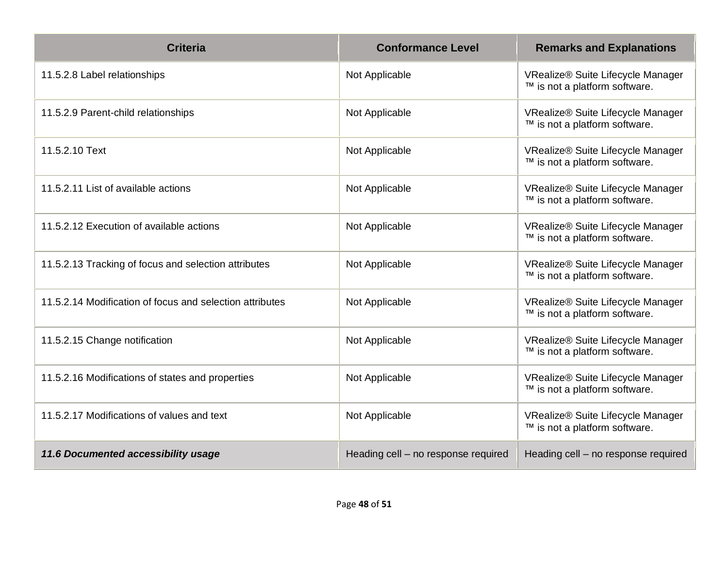| Criteria | Conformance Level | Remarks and Explanations |
|---|---|---|
| 11.5.2.8 Label relationships | Not Applicable | VRealize® Suite Lifecycle Manager ™ is not a platform software. |
| 11.5.2.9 Parent-child relationships | Not Applicable | VRealize® Suite Lifecycle Manager ™ is not a platform software. |
| 11.5.2.10 Text | Not Applicable | VRealize® Suite Lifecycle Manager ™ is not a platform software. |
| 11.5.2.11 List of available actions | Not Applicable | VRealize® Suite Lifecycle Manager ™ is not a platform software. |
| 11.5.2.12 Execution of available actions | Not Applicable | VRealize® Suite Lifecycle Manager ™ is not a platform software. |
| 11.5.2.13 Tracking of focus and selection attributes | Not Applicable | VRealize® Suite Lifecycle Manager ™ is not a platform software. |
| 11.5.2.14 Modification of focus and selection attributes | Not Applicable | VRealize® Suite Lifecycle Manager ™ is not a platform software. |
| 11.5.2.15 Change notification | Not Applicable | VRealize® Suite Lifecycle Manager ™ is not a platform software. |
| 11.5.2.16 Modifications of states and properties | Not Applicable | VRealize® Suite Lifecycle Manager ™ is not a platform software. |
| 11.5.2.17 Modifications of values and text | Not Applicable | VRealize® Suite Lifecycle Manager ™ is not a platform software. |
| ***11.6 Documented accessibility usage*** | Heading cell – no response required | Heading cell – no response required |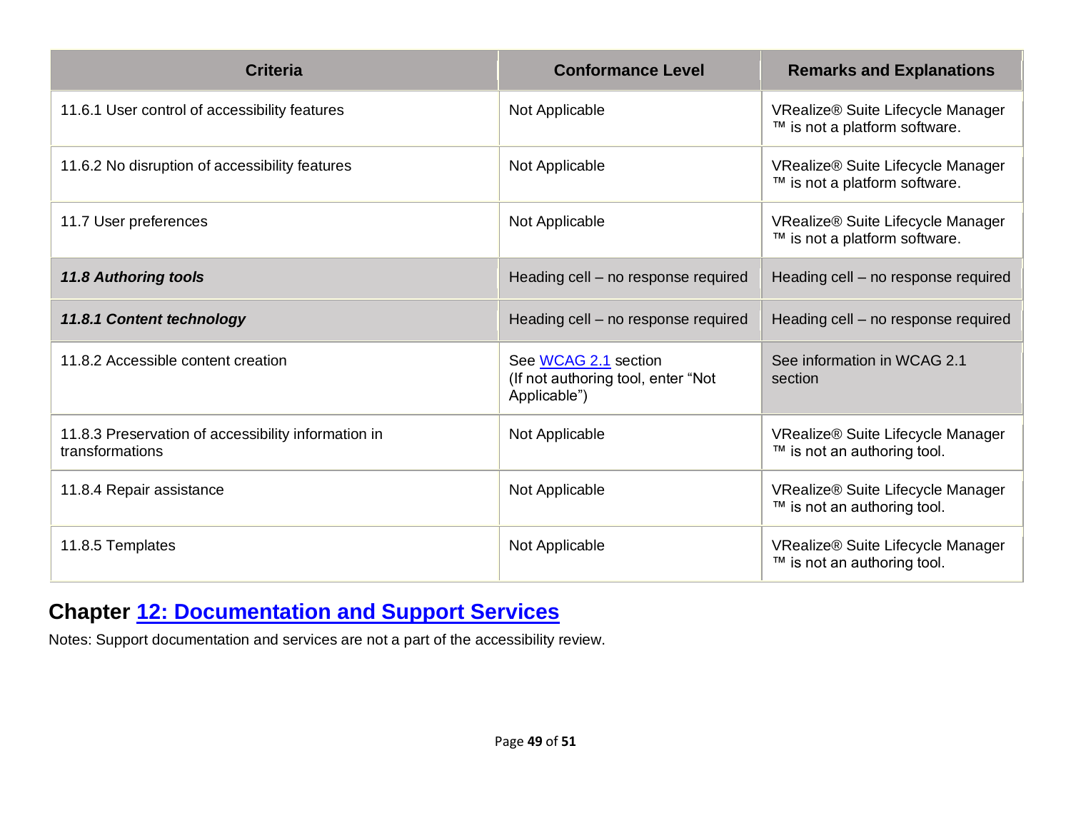| Criteria | Conformance Level | Remarks and Explanations |
| --- | --- | --- |
| 11.6.1 User control of accessibility features | Not Applicable | VRealize® Suite Lifecycle Manager ™ is not a platform software. |
| 11.6.2 No disruption of accessibility features | Not Applicable | VRealize® Suite Lifecycle Manager ™ is not a platform software. |
| 11.7 User preferences | Not Applicable | VRealize® Suite Lifecycle Manager ™ is not a platform software. |
| ***11.8 Authoring tools*** | Heading cell – no response required | Heading cell – no response required |
| ***11.8.1 Content technology*** | Heading cell – no response required | Heading cell – no response required |
| 11.8.2 Accessible content creation | See WCAG 2.1 section (If not authoring tool, enter "Not Applicable") | See information in WCAG 2.1 section |
| 11.8.3 Preservation of accessibility information in transformations | Not Applicable | VRealize® Suite Lifecycle Manager ™ is not an authoring tool. |
| 11.8.4 Repair assistance | Not Applicable | VRealize® Suite Lifecycle Manager ™ is not an authoring tool. |
| 11.8.5 Templates | Not Applicable | VRealize® Suite Lifecycle Manager ™ is not an authoring tool. |

## Chapter 12: Documentation and Support Services

Notes: Support documentation and services are not a part of the accessibility review.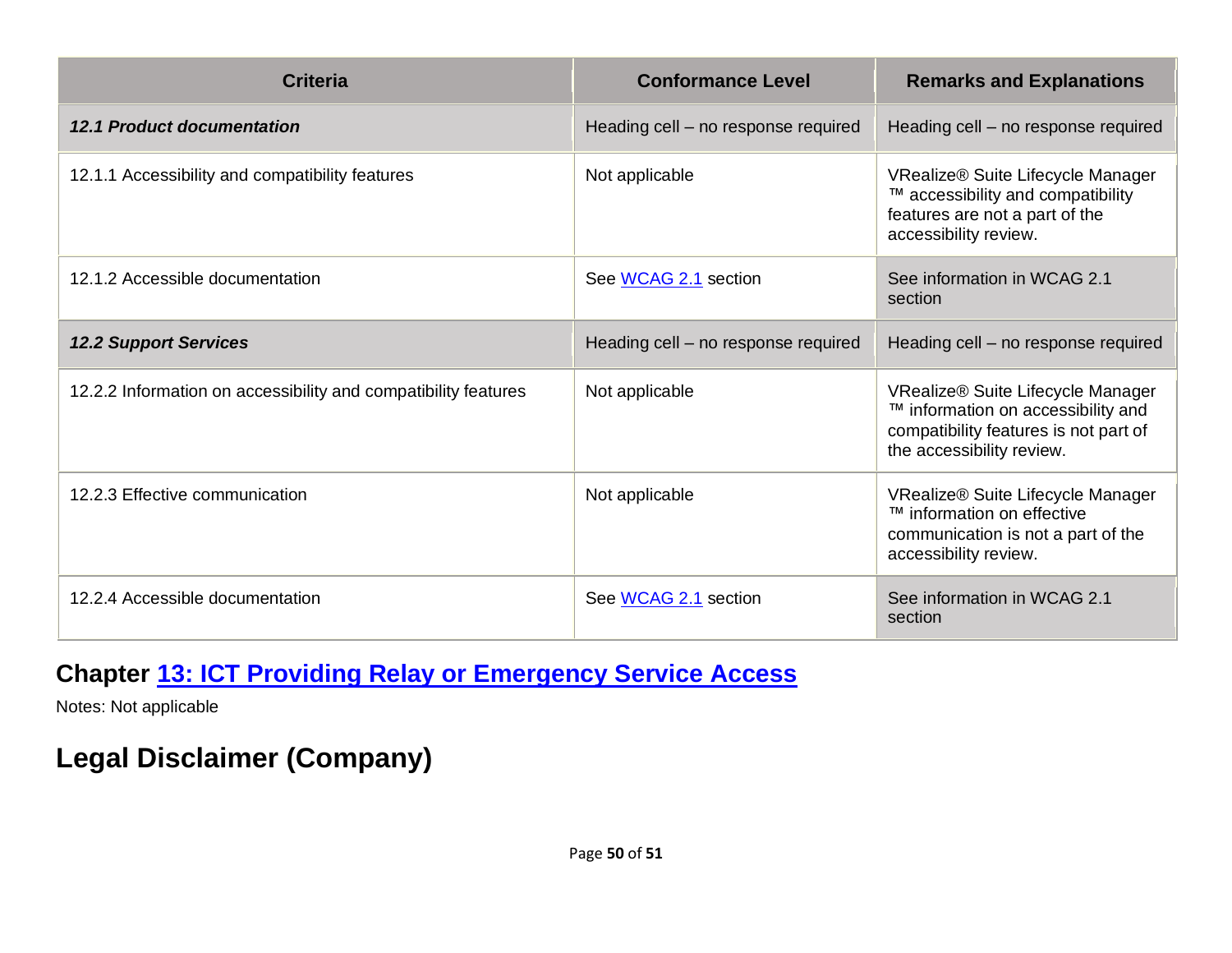| Criteria | Conformance Level | Remarks and Explanations |
| --- | --- | --- |
| ***12.1 Product documentation*** | Heading cell – no response required | Heading cell – no response required |
| 12.1.1 Accessibility and compatibility features | Not applicable | VRealize® Suite Lifecycle Manager ™ accessibility and compatibility features are not a part of the accessibility review. |
| 12.1.2 Accessible documentation | See [WCAG 2.1](#) section | See information in WCAG 2.1 section |
| ***12.2 Support Services*** | Heading cell – no response required | Heading cell – no response required |
| 12.2.2 Information on accessibility and compatibility features | Not applicable | VRealize® Suite Lifecycle Manager ™ information on accessibility and compatibility features is not part of the accessibility review. |
| 12.2.3 Effective communication | Not applicable | VRealize® Suite Lifecycle Manager ™ information on effective communication is not a part of the accessibility review. |
| 12.2.4 Accessible documentation | See [WCAG 2.1](#) section | See information in WCAG 2.1 section |

## Chapter [13: ICT Providing Relay or Emergency Service Access](#)

Notes: Not applicable

# Legal Disclaimer (Company)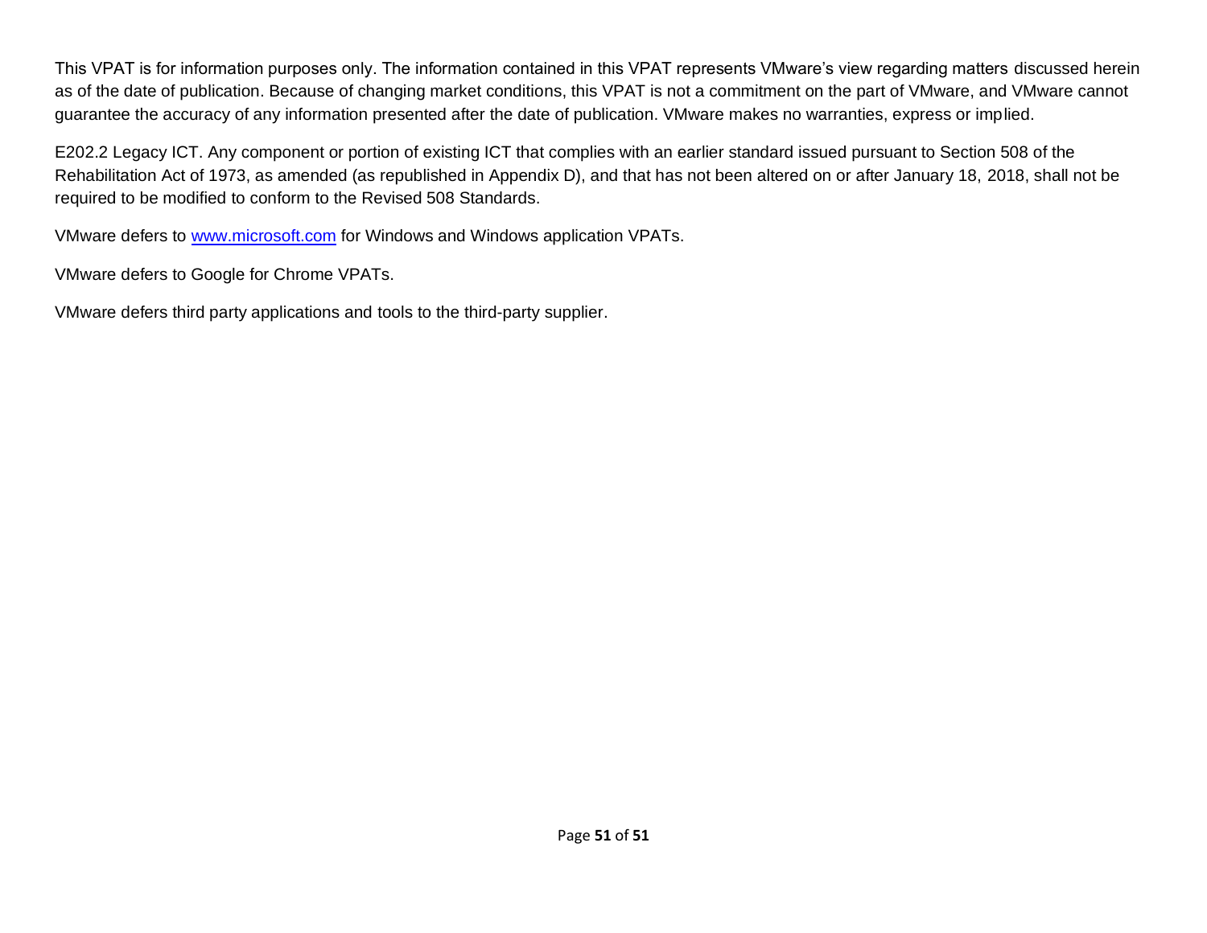This VPAT is for information purposes only. The information contained in this VPAT represents VMware's view regarding matters discussed herein as of the date of publication. Because of changing market conditions, this VPAT is not a commitment on the part of VMware, and VMware cannot guarantee the accuracy of any information presented after the date of publication. VMware makes no warranties, express or implied.

E202.2 Legacy ICT. Any component or portion of existing ICT that complies with an earlier standard issued pursuant to Section 508 of the Rehabilitation Act of 1973, as amended (as republished in Appendix D), and that has not been altered on or after January 18, 2018, shall not be required to be modified to conform to the Revised 508 Standards.

VMware defers to [www.microsoft.com](http://www.microsoft.com) for Windows and Windows application VPATs.

VMware defers to Google for Chrome VPATs.

VMware defers third party applications and tools to the third-party supplier.